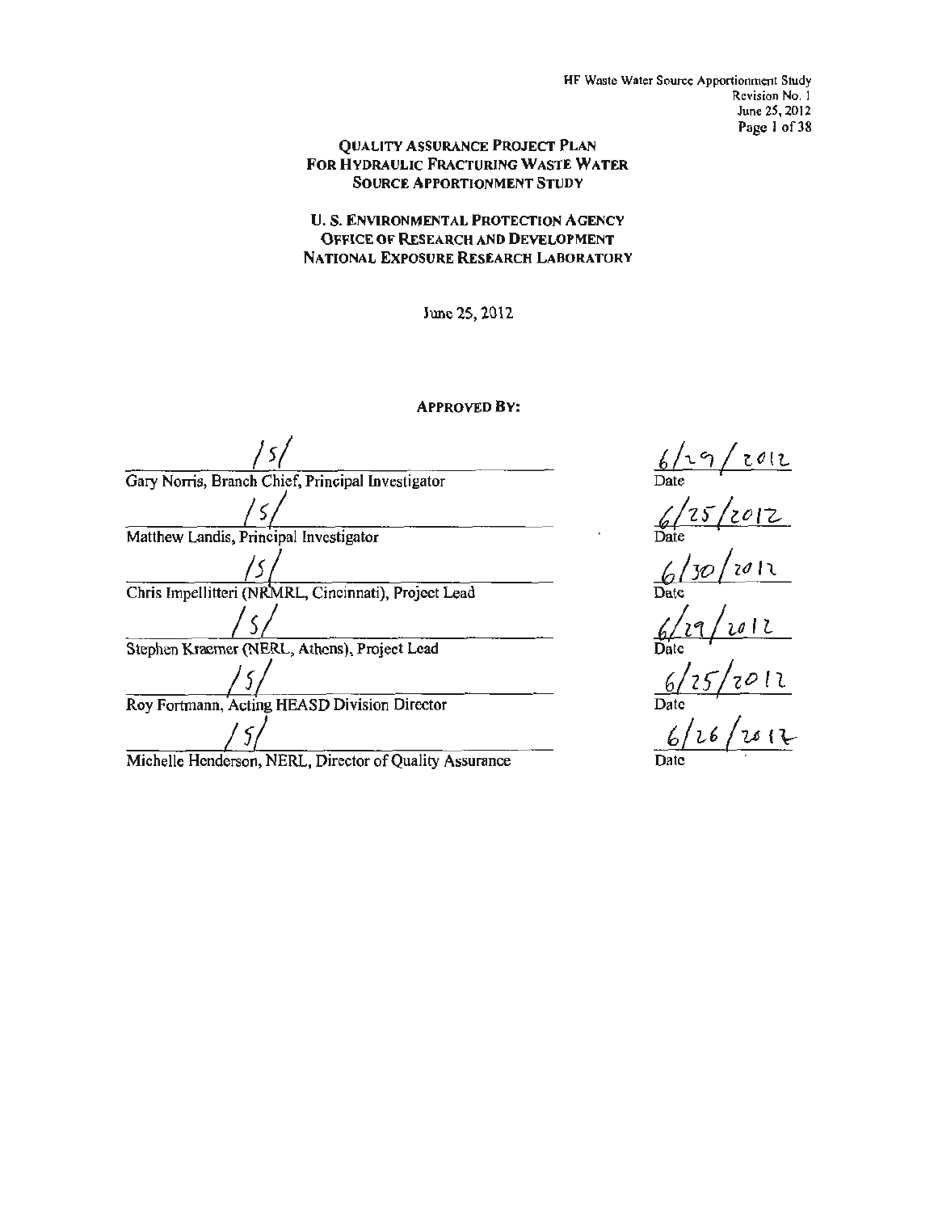# QUALITY ASSURANCE PROJECT PLAN FOR HYDRAULIC FRACTURING WASTE WATER SOURCE APPORTIONMENT STUDY

## U. S. ENVIRONMENTAL PROTECTION AGENCY OFFICE OF RESEARCH AND DEVELOPMENT NATIONAL EXPOSURE RESEARCH LABORATORY

June 25, 2012

**APPROVED BY:**

| Signature | Date |
|---|---|
| /s/ Gary Norris, Branch Chief, Principal Investigator | 6/29/2012 |
| /s/ Matthew Landis, Principal Investigator | 6/25/2012 |
| /s/ Chris Impellitteri (NRMRL, Cincinnati), Project Lead | 6/30/2012 |
| /s/ Stephen Kraemer (NERL, Athens), Project Lead | 6/29/2012 |
| /s/ Roy Fortmann, Acting HEASD Division Director | 6/25/2012 |
| /s/ Michelle Henderson, NERL, Director of Quality Assurance | 6/26/2012 |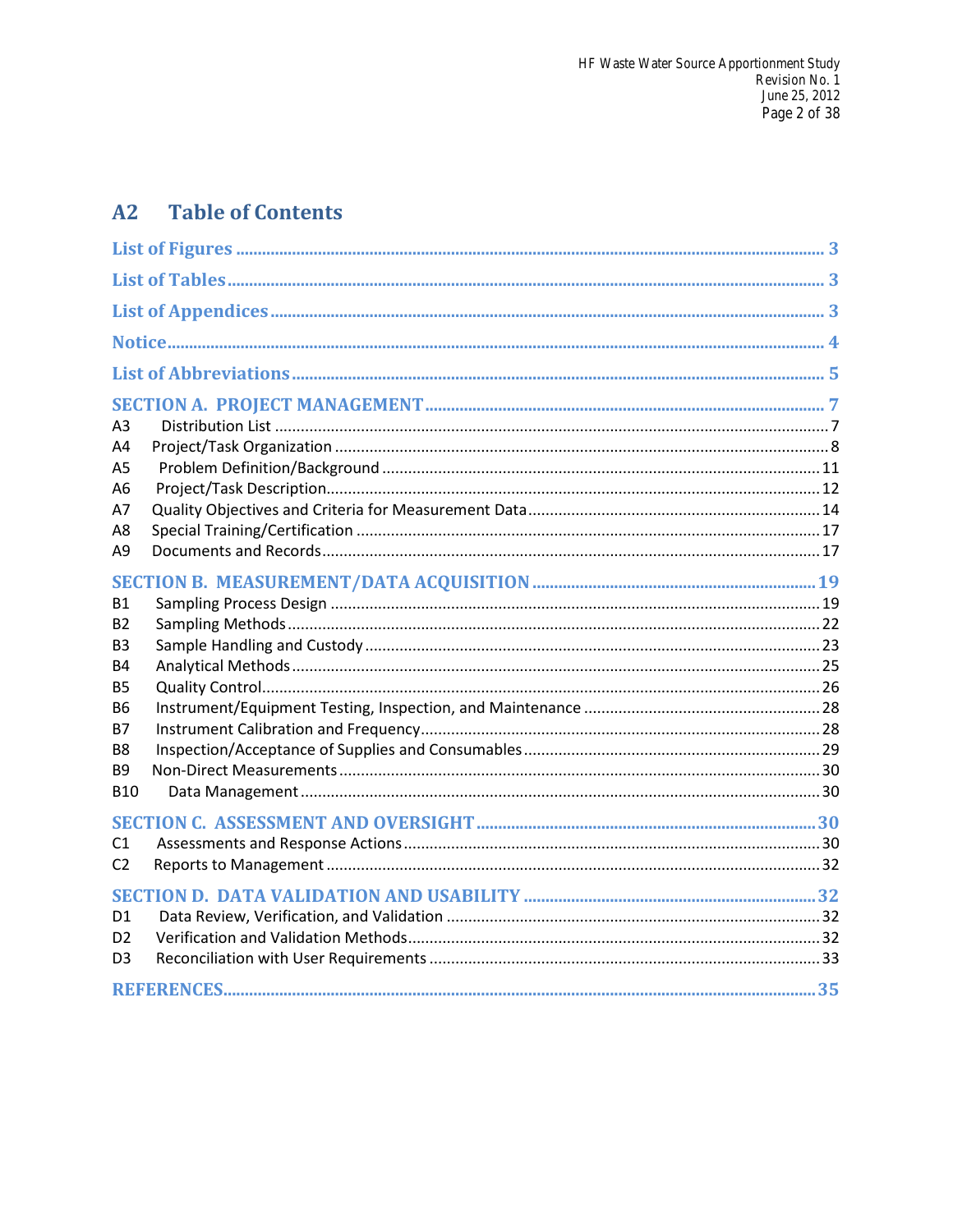## A2 Table of Contents

List of Figures ........ 3

List of Tables ........ 3

List of Appendices ........ 3

Notice ........ 4

List of Abbreviations ........ 5

SECTION A. PROJECT MANAGEMENT ........ 7

- A3 Distribution List ........ 7
- A4 Project/Task Organization ........ 8
- A5 Problem Definition/Background ........ 11
- A6 Project/Task Description ........ 12
- A7 Quality Objectives and Criteria for Measurement Data ........ 14
- A8 Special Training/Certification ........ 17
- A9 Documents and Records ........ 17

SECTION B. MEASUREMENT/DATA ACQUISITION ........ 19

- B1 Sampling Process Design ........ 19
- B2 Sampling Methods ........ 22
- B3 Sample Handling and Custody ........ 23
- B4 Analytical Methods ........ 25
- B5 Quality Control ........ 26
- B6 Instrument/Equipment Testing, Inspection, and Maintenance ........ 28
- B7 Instrument Calibration and Frequency ........ 28
- B8 Inspection/Acceptance of Supplies and Consumables ........ 29
- B9 Non-Direct Measurements ........ 30
- B10 Data Management ........ 30

SECTION C. ASSESSMENT AND OVERSIGHT ........ 30

- C1 Assessments and Response Actions ........ 30
- C2 Reports to Management ........ 32

SECTION D. DATA VALIDATION AND USABILITY ........ 32

- D1 Data Review, Verification, and Validation ........ 32
- D2 Verification and Validation Methods ........ 32
- D3 Reconciliation with User Requirements ........ 33

REFERENCES ........ 35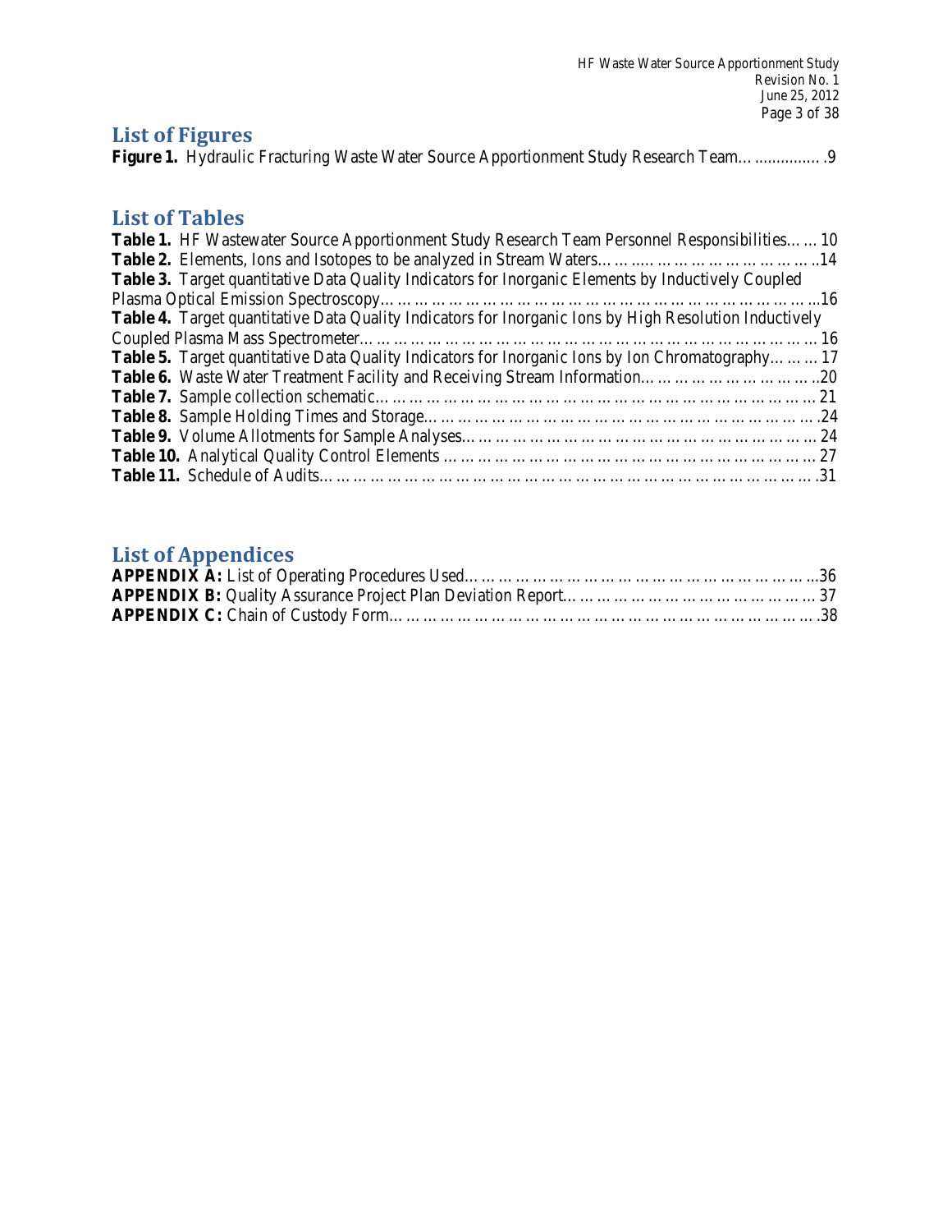## List of Figures

**Figure 1.** Hydraulic Fracturing Waste Water Source Apportionment Study Research Team… ............... .9

## List of Tables

**Table 1.** HF Wastewater Source Apportionment Study Research Team Personnel Responsibilities… … 10
**Table 2.** Elements, Ions and Isotopes to be analyzed in Stream Waters… … ….. … … … … … … … … … ..14
**Table 3.** Target quantitative Data Quality Indicators for Inorganic Elements by Inductively Coupled Plasma Optical Emission Spectroscopy… … … … … … … … … … … … … … … … … … … … … … … … ...16
**Table 4.** Target quantitative Data Quality Indicators for Inorganic Ions by High Resolution Inductively Coupled Plasma Mass Spectrometer… … … … … … … … … … … … … … … … … … … … … … … … … 16
**Table 5.** Target quantitative Data Quality Indicators for Inorganic Ions by Ion Chromatography… … … 17
**Table 6.** Waste Water Treatment Facility and Receiving Stream Information… … … … … … … … … … ..20
**Table 7.** Sample collection schematic… … … … … … … … … … … … … … … … … … … … … … … … … 21
**Table 8.** Sample Holding Times and Storage… … … … … … … … … … … … … … … … … … … … … … .24
**Table 9.** Volume Allotments for Sample Analyses… … … … … … … … … … … … … … … … … … … … … 24
**Table 10.** Analytical Quality Control Elements … … … … … … … … … … … … … … … … … … … … … … 27
**Table 11.** Schedule of Audits… … … … … … … … … … … … … … … … … … … … … … … … … … … … .31

## List of Appendices

**APPENDIX A:** List of Operating Procedures Used… … … … … … … … … … … … … … … … … … … … ...36
**APPENDIX B:** Quality Assurance Project Plan Deviation Report… … … … … … … … … … … … … … … 37
**APPENDIX C:** Chain of Custody Form… … … … … … … … … … … … … … … … … … … … … … … … … .38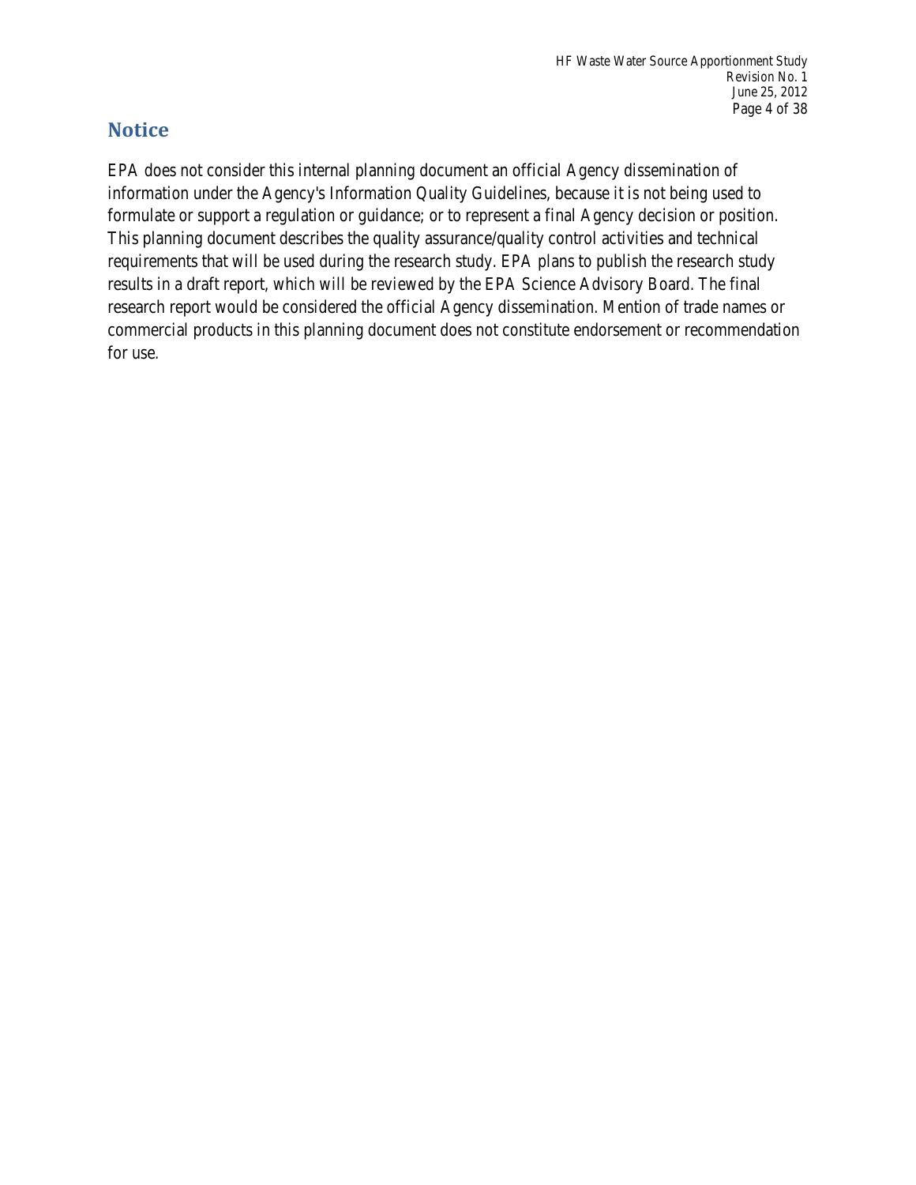## Notice

EPA does not consider this internal planning document an official Agency dissemination of information under the Agency's Information Quality Guidelines, because it is not being used to formulate or support a regulation or guidance; or to represent a final Agency decision or position. This planning document describes the quality assurance/quality control activities and technical requirements that will be used during the research study. EPA plans to publish the research study results in a draft report, which will be reviewed by the EPA Science Advisory Board. The final research report would be considered the official Agency dissemination. Mention of trade names or commercial products in this planning document does not constitute endorsement or recommendation for use.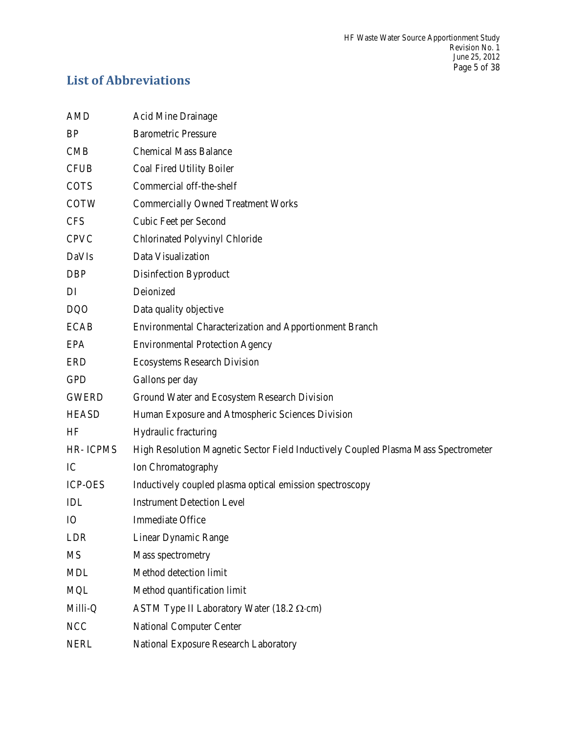## List of Abbreviations

| | |
|---|---|
| AMD | Acid Mine Drainage |
| BP | Barometric Pressure |
| CMB | Chemical Mass Balance |
| CFUB | Coal Fired Utility Boiler |
| COTS | Commercial off-the-shelf |
| COTW | Commercially Owned Treatment Works |
| CFS | Cubic Feet per Second |
| CPVC | Chlorinated Polyvinyl Chloride |
| DaVIs | Data Visualization |
| DBP | Disinfection Byproduct |
| DI | Deionized |
| DQO | Data quality objective |
| ECAB | Environmental Characterization and Apportionment Branch |
| EPA | Environmental Protection Agency |
| ERD | Ecosystems Research Division |
| GPD | Gallons per day |
| GWERD | Ground Water and Ecosystem Research Division |
| HEASD | Human Exposure and Atmospheric Sciences Division |
| HF | Hydraulic fracturing |
| HR- ICPMS | High Resolution Magnetic Sector Field Inductively Coupled Plasma Mass Spectrometer |
| IC | Ion Chromatography |
| ICP-OES | Inductively coupled plasma optical emission spectroscopy |
| IDL | Instrument Detection Level |
| IO | Immediate Office |
| LDR | Linear Dynamic Range |
| MS | Mass spectrometry |
| MDL | Method detection limit |
| MQL | Method quantification limit |
| Milli-Q | ASTM Type II Laboratory Water (18.2 $\Omega$·cm) |
| NCC | National Computer Center |
| NERL | National Exposure Research Laboratory |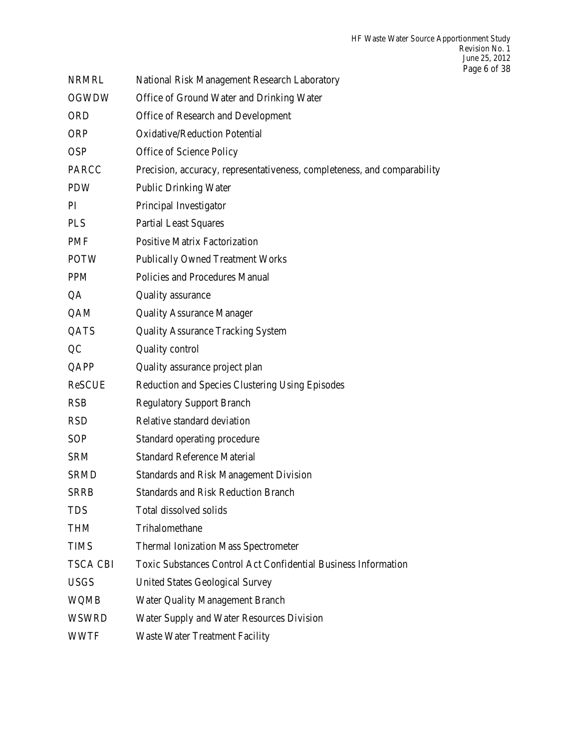| | |
|---|---|
| NRMRL | National Risk Management Research Laboratory |
| OGWDW | Office of Ground Water and Drinking Water |
| ORD | Office of Research and Development |
| ORP | Oxidative/Reduction Potential |
| OSP | Office of Science Policy |
| PARCC | Precision, accuracy, representativeness, completeness, and comparability |
| PDW | Public Drinking Water |
| PI | Principal Investigator |
| PLS | Partial Least Squares |
| PMF | Positive Matrix Factorization |
| POTW | Publically Owned Treatment Works |
| PPM | Policies and Procedures Manual |
| QA | Quality assurance |
| QAM | Quality Assurance Manager |
| QATS | Quality Assurance Tracking System |
| QC | Quality control |
| QAPP | Quality assurance project plan |
| ReSCUE | Reduction and Species Clustering Using Episodes |
| RSB | Regulatory Support Branch |
| RSD | Relative standard deviation |
| SOP | Standard operating procedure |
| SRM | Standard Reference Material |
| SRMD | Standards and Risk Management Division |
| SRRB | Standards and Risk Reduction Branch |
| TDS | Total dissolved solids |
| THM | Trihalomethane |
| TIMS | Thermal Ionization Mass Spectrometer |
| TSCA CBI | Toxic Substances Control Act Confidential Business Information |
| USGS | United States Geological Survey |
| WQMB | Water Quality Management Branch |
| WSWRD | Water Supply and Water Resources Division |
| WWTF | Waste Water Treatment Facility |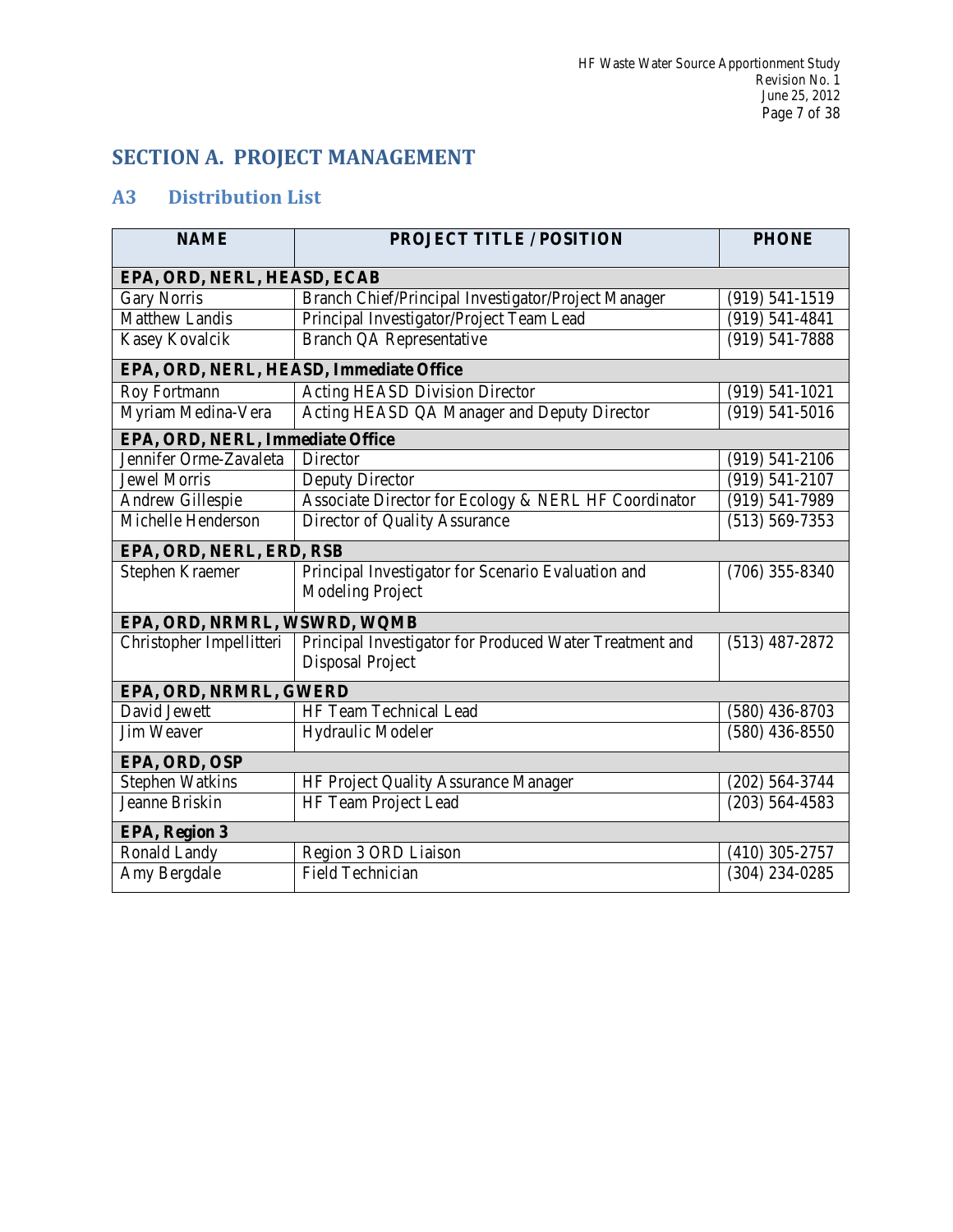# SECTION A. PROJECT MANAGEMENT

## A3 Distribution List

| NAME | PROJECT TITLE / POSITION | PHONE |
|---|---|---|
| **EPA, ORD, NERL, HEASD, ECAB** | | |
| Gary Norris | Branch Chief/Principal Investigator/Project Manager | (919) 541-1519 |
| Matthew Landis | Principal Investigator/Project Team Lead | (919) 541-4841 |
| Kasey Kovalcik | Branch QA Representative | (919) 541-7888 |
| **EPA, ORD, NERL, HEASD, Immediate Office** | | |
| Roy Fortmann | Acting HEASD Division Director | (919) 541-1021 |
| Myriam Medina-Vera | Acting HEASD QA Manager and Deputy Director | (919) 541-5016 |
| **EPA, ORD, NERL, Immediate Office** | | |
| Jennifer Orme-Zavaleta | Director | (919) 541-2106 |
| Jewel Morris | Deputy Director | (919) 541-2107 |
| Andrew Gillespie | Associate Director for Ecology & NERL HF Coordinator | (919) 541-7989 |
| Michelle Henderson | Director of Quality Assurance | (513) 569-7353 |
| **EPA, ORD, NERL, ERD, RSB** | | |
| Stephen Kraemer | Principal Investigator for Scenario Evaluation and Modeling Project | (706) 355-8340 |
| **EPA, ORD, NRMRL, WSWRD, WQMB** | | |
| Christopher Impellitteri | Principal Investigator for Produced Water Treatment and Disposal Project | (513) 487-2872 |
| **EPA, ORD, NRMRL, GWERD** | | |
| David Jewett | HF Team Technical Lead | (580) 436-8703 |
| Jim Weaver | Hydraulic Modeler | (580) 436-8550 |
| **EPA, ORD, OSP** | | |
| Stephen Watkins | HF Project Quality Assurance Manager | (202) 564-3744 |
| Jeanne Briskin | HF Team Project Lead | (203) 564-4583 |
| **EPA, Region 3** | | |
| Ronald Landy | Region 3 ORD Liaison | (410) 305-2757 |
| Amy Bergdale | Field Technician | (304) 234-0285 |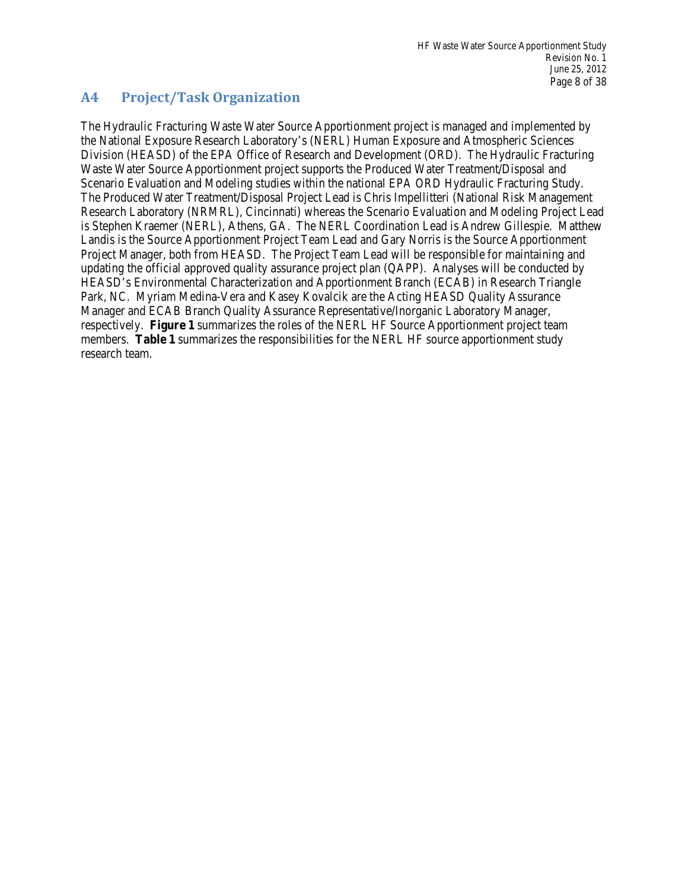## A4 Project/Task Organization

The Hydraulic Fracturing Waste Water Source Apportionment project is managed and implemented by the National Exposure Research Laboratory's (NERL) Human Exposure and Atmospheric Sciences Division (HEASD) of the EPA Office of Research and Development (ORD). The Hydraulic Fracturing Waste Water Source Apportionment project supports the Produced Water Treatment/Disposal and Scenario Evaluation and Modeling studies within the national EPA ORD Hydraulic Fracturing Study. The Produced Water Treatment/Disposal Project Lead is Chris Impellitteri (National Risk Management Research Laboratory (NRMRL), Cincinnati) whereas the Scenario Evaluation and Modeling Project Lead is Stephen Kraemer (NERL), Athens, GA. The NERL Coordination Lead is Andrew Gillespie. Matthew Landis is the Source Apportionment Project Team Lead and Gary Norris is the Source Apportionment Project Manager, both from HEASD. The Project Team Lead will be responsible for maintaining and updating the official approved quality assurance project plan (QAPP). Analyses will be conducted by HEASD's Environmental Characterization and Apportionment Branch (ECAB) in Research Triangle Park, NC. Myriam Medina-Vera and Kasey Kovalcik are the Acting HEASD Quality Assurance Manager and ECAB Branch Quality Assurance Representative/Inorganic Laboratory Manager, respectively. **Figure 1** summarizes the roles of the NERL HF Source Apportionment project team members. **Table 1** summarizes the responsibilities for the NERL HF source apportionment study research team.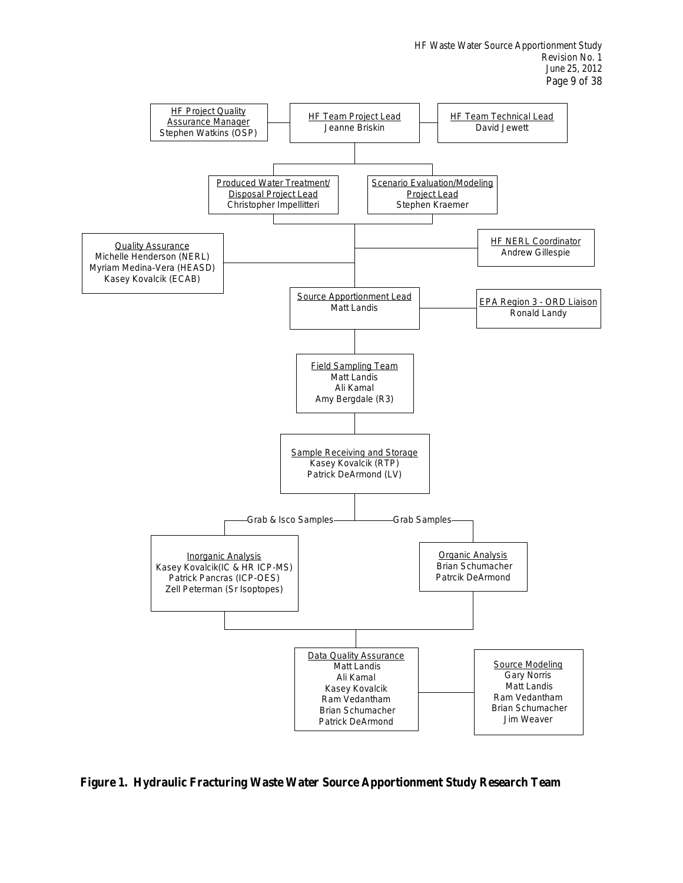HF Project Quality Assurance Manager
Stephen Watkins (OSP)

HF Team Project Lead
Jeanne Briskin

HF Team Technical Lead
David Jewett

Produced Water Treatment/ Disposal Project Lead
Christopher Impellitteri

Scenario Evaluation/Modeling Project Lead
Stephen Kraemer

Quality Assurance
Michelle Henderson (NERL)
Myriam Medina-Vera (HEASD)
Kasey Kovalcik (ECAB)

HF NERL Coordinator
Andrew Gillespie

Source Apportionment Lead
Matt Landis

EPA Region 3 - ORD Liaison
Ronald Landy

Field Sampling Team
Matt Landis
Ali Kamal
Amy Bergdale (R3)

Sample Receiving and Storage
Kasey Kovalcik (RTP)
Patrick DeArmond (LV)

Grab & Isco Samples

Grab Samples

Inorganic Analysis
Kasey Kovalcik(IC & HR ICP-MS)
Patrick Pancras (ICP-OES)
Zell Peterman (Sr Isoptopes)

Organic Analysis
Brian Schumacher
Patrcik DeArmond

Data Quality Assurance
Matt Landis
Ali Kamal
Kasey Kovalcik
Ram Vedantham
Brian Schumacher
Patrick DeArmond

Source Modeling
Gary Norris
Matt Landis
Ram Vedantham
Brian Schumacher
Jim Weaver

**Figure 1. Hydraulic Fracturing Waste Water Source Apportionment Study Research Team**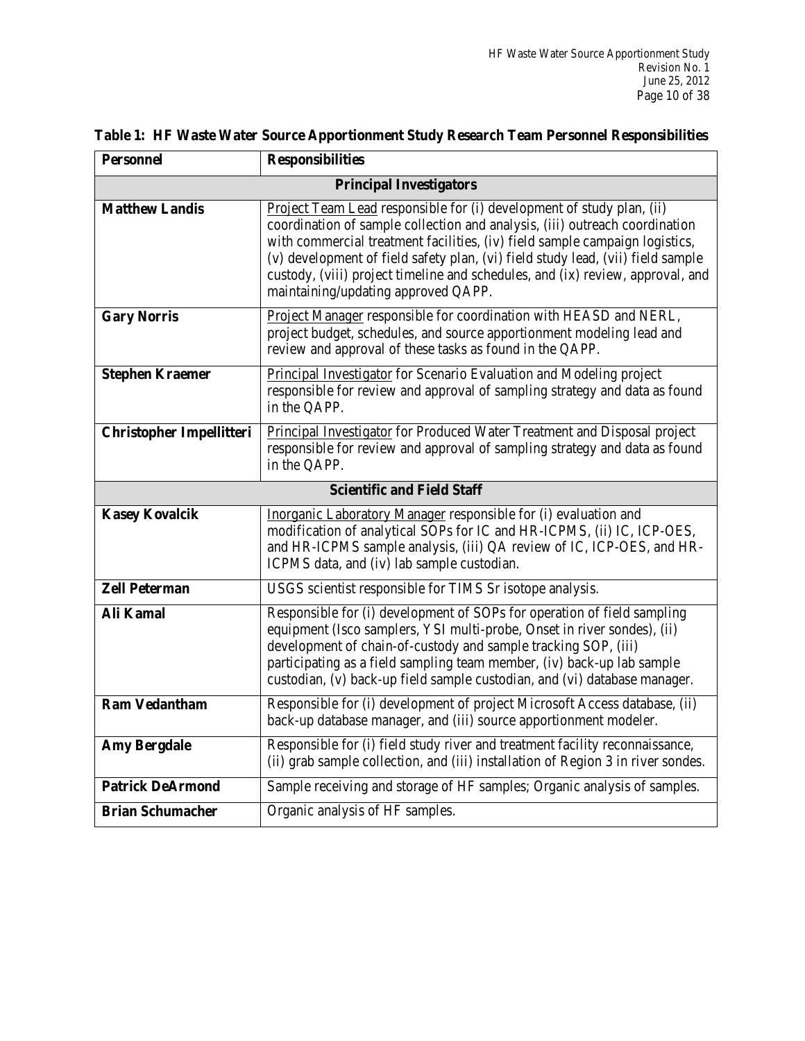**Table 1: HF Waste Water Source Apportionment Study Research Team Personnel Responsibilities**

| Personnel | Responsibilities |
|---|---|
| **Principal Investigators** | |
| **Matthew Landis** | Project Team Lead responsible for (i) development of study plan, (ii) coordination of sample collection and analysis, (iii) outreach coordination with commercial treatment facilities, (iv) field sample campaign logistics, (v) development of field safety plan, (vi) field study lead, (vii) field sample custody, (viii) project timeline and schedules, and (ix) review, approval, and maintaining/updating approved QAPP. |
| **Gary Norris** | Project Manager responsible for coordination with HEASD and NERL, project budget, schedules, and source apportionment modeling lead and review and approval of these tasks as found in the QAPP. |
| **Stephen Kraemer** | Principal Investigator for Scenario Evaluation and Modeling project responsible for review and approval of sampling strategy and data as found in the QAPP. |
| **Christopher Impellitteri** | Principal Investigator for Produced Water Treatment and Disposal project responsible for review and approval of sampling strategy and data as found in the QAPP. |
| **Scientific and Field Staff** | |
| **Kasey Kovalcik** | Inorganic Laboratory Manager responsible for (i) evaluation and modification of analytical SOPs for IC and HR-ICPMS, (ii) IC, ICP-OES, and HR-ICPMS sample analysis, (iii) QA review of IC, ICP-OES, and HR-ICPMS data, and (iv) lab sample custodian. |
| **Zell Peterman** | USGS scientist responsible for TIMS Sr isotope analysis. |
| **Ali Kamal** | Responsible for (i) development of SOPs for operation of field sampling equipment (Isco samplers, YSI multi-probe, Onset in river sondes), (ii) development of chain-of-custody and sample tracking SOP, (iii) participating as a field sampling team member, (iv) back-up lab sample custodian, (v) back-up field sample custodian, and (vi) database manager. |
| **Ram Vedantham** | Responsible for (i) development of project Microsoft Access database, (ii) back-up database manager, and (iii) source apportionment modeler. |
| **Amy Bergdale** | Responsible for (i) field study river and treatment facility reconnaissance, (ii) grab sample collection, and (iii) installation of Region 3 in river sondes. |
| **Patrick DeArmond** | Sample receiving and storage of HF samples; Organic analysis of samples. |
| **Brian Schumacher** | Organic analysis of HF samples. |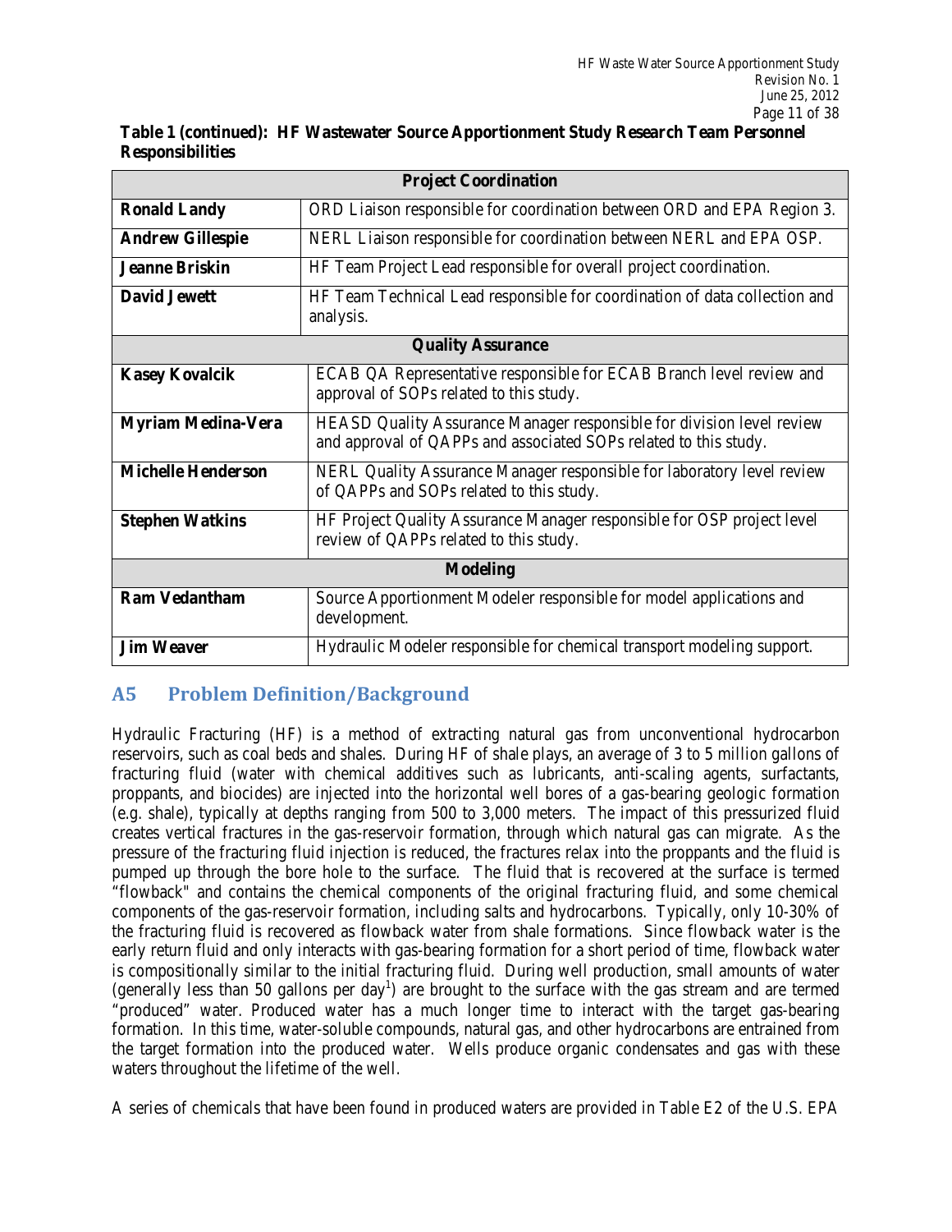**Table 1 (continued): HF Wastewater Source Apportionment Study Research Team Personnel Responsibilities**

| Project Coordination | |
|---|---|
| **Ronald Landy** | ORD Liaison responsible for coordination between ORD and EPA Region 3. |
| **Andrew Gillespie** | NERL Liaison responsible for coordination between NERL and EPA OSP. |
| **Jeanne Briskin** | HF Team Project Lead responsible for overall project coordination. |
| **David Jewett** | HF Team Technical Lead responsible for coordination of data collection and analysis. |
| **Quality Assurance** | |
| **Kasey Kovalcik** | ECAB QA Representative responsible for ECAB Branch level review and approval of SOPs related to this study. |
| **Myriam Medina-Vera** | HEASD Quality Assurance Manager responsible for division level review and approval of QAPPs and associated SOPs related to this study. |
| **Michelle Henderson** | NERL Quality Assurance Manager responsible for laboratory level review of QAPPs and SOPs related to this study. |
| **Stephen Watkins** | HF Project Quality Assurance Manager responsible for OSP project level review of QAPPs related to this study. |
| **Modeling** | |
| **Ram Vedantham** | Source Apportionment Modeler responsible for model applications and development. |
| **Jim Weaver** | Hydraulic Modeler responsible for chemical transport modeling support. |

## A5 Problem Definition/Background

Hydraulic Fracturing (HF) is a method of extracting natural gas from unconventional hydrocarbon reservoirs, such as coal beds and shales. During HF of shale plays, an average of 3 to 5 million gallons of fracturing fluid (water with chemical additives such as lubricants, anti-scaling agents, surfactants, proppants, and biocides) are injected into the horizontal well bores of a gas-bearing geologic formation (e.g. shale), typically at depths ranging from 500 to 3,000 meters. The impact of this pressurized fluid creates vertical fractures in the gas-reservoir formation, through which natural gas can migrate. As the pressure of the fracturing fluid injection is reduced, the fractures relax into the proppants and the fluid is pumped up through the bore hole to the surface. The fluid that is recovered at the surface is termed "flowback" and contains the chemical components of the original fracturing fluid, and some chemical components of the gas-reservoir formation, including salts and hydrocarbons. Typically, only 10-30% of the fracturing fluid is recovered as flowback water from shale formations. Since flowback water is the early return fluid and only interacts with gas-bearing formation for a short period of time, flowback water is compositionally similar to the initial fracturing fluid. During well production, small amounts of water (generally less than 50 gallons per day[1]) are brought to the surface with the gas stream and are termed "produced" water. Produced water has a much longer time to interact with the target gas-bearing formation. In this time, water-soluble compounds, natural gas, and other hydrocarbons are entrained from the target formation into the produced water. Wells produce organic condensates and gas with these waters throughout the lifetime of the well.

A series of chemicals that have been found in produced waters are provided in Table E2 of the U.S. EPA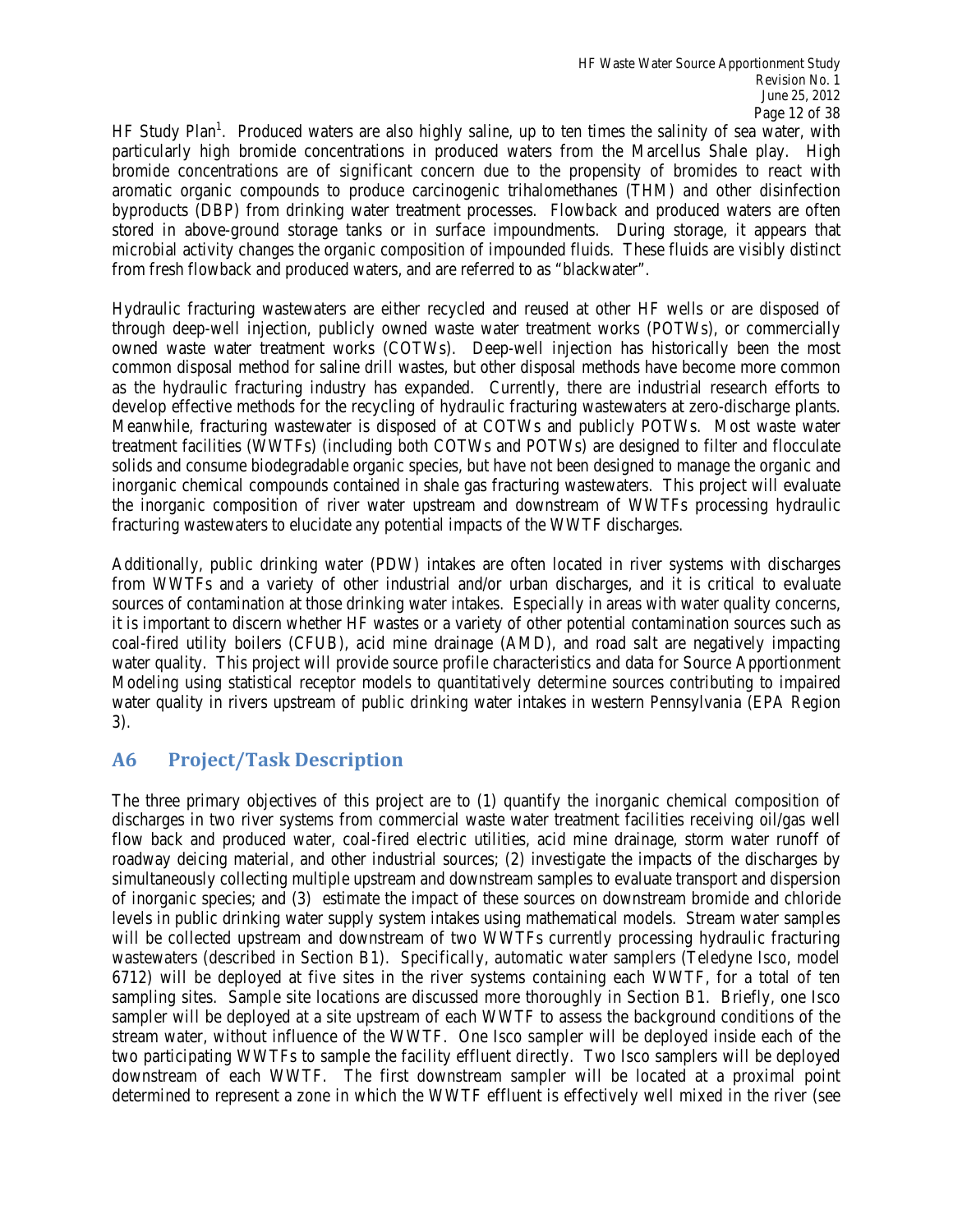HF Study Plan[1]. Produced waters are also highly saline, up to ten times the salinity of sea water, with particularly high bromide concentrations in produced waters from the Marcellus Shale play. High bromide concentrations are of significant concern due to the propensity of bromides to react with aromatic organic compounds to produce carcinogenic trihalomethanes (THM) and other disinfection byproducts (DBP) from drinking water treatment processes. Flowback and produced waters are often stored in above-ground storage tanks or in surface impoundments. During storage, it appears that microbial activity changes the organic composition of impounded fluids. These fluids are visibly distinct from fresh flowback and produced waters, and are referred to as "blackwater".

Hydraulic fracturing wastewaters are either recycled and reused at other HF wells or are disposed of through deep-well injection, publicly owned waste water treatment works (POTWs), or commercially owned waste water treatment works (COTWs). Deep-well injection has historically been the most common disposal method for saline drill wastes, but other disposal methods have become more common as the hydraulic fracturing industry has expanded. Currently, there are industrial research efforts to develop effective methods for the recycling of hydraulic fracturing wastewaters at zero-discharge plants. Meanwhile, fracturing wastewater is disposed of at COTWs and publicly POTWs. Most waste water treatment facilities (WWTFs) (including both COTWs and POTWs) are designed to filter and flocculate solids and consume biodegradable organic species, but have not been designed to manage the organic and inorganic chemical compounds contained in shale gas fracturing wastewaters. This project will evaluate the inorganic composition of river water upstream and downstream of WWTFs processing hydraulic fracturing wastewaters to elucidate any potential impacts of the WWTF discharges.

Additionally, public drinking water (PDW) intakes are often located in river systems with discharges from WWTFs and a variety of other industrial and/or urban discharges, and it is critical to evaluate sources of contamination at those drinking water intakes. Especially in areas with water quality concerns, it is important to discern whether HF wastes or a variety of other potential contamination sources such as coal-fired utility boilers (CFUB), acid mine drainage (AMD), and road salt are negatively impacting water quality. This project will provide source profile characteristics and data for Source Apportionment Modeling using statistical receptor models to quantitatively determine sources contributing to impaired water quality in rivers upstream of public drinking water intakes in western Pennsylvania (EPA Region 3).

## A6 Project/Task Description

The three primary objectives of this project are to (1) quantify the inorganic chemical composition of discharges in two river systems from commercial waste water treatment facilities receiving oil/gas well flow back and produced water, coal-fired electric utilities, acid mine drainage, storm water runoff of roadway deicing material, and other industrial sources; (2) investigate the impacts of the discharges by simultaneously collecting multiple upstream and downstream samples to evaluate transport and dispersion of inorganic species; and (3) estimate the impact of these sources on downstream bromide and chloride levels in public drinking water supply system intakes using mathematical models. Stream water samples will be collected upstream and downstream of two WWTFs currently processing hydraulic fracturing wastewaters (described in Section B1). Specifically, automatic water samplers (Teledyne Isco, model 6712) will be deployed at five sites in the river systems containing each WWTF, for a total of ten sampling sites. Sample site locations are discussed more thoroughly in Section B1. Briefly, one Isco sampler will be deployed at a site upstream of each WWTF to assess the background conditions of the stream water, without influence of the WWTF. One Isco sampler will be deployed inside each of the two participating WWTFs to sample the facility effluent directly. Two Isco samplers will be deployed downstream of each WWTF. The first downstream sampler will be located at a proximal point determined to represent a zone in which the WWTF effluent is effectively well mixed in the river (see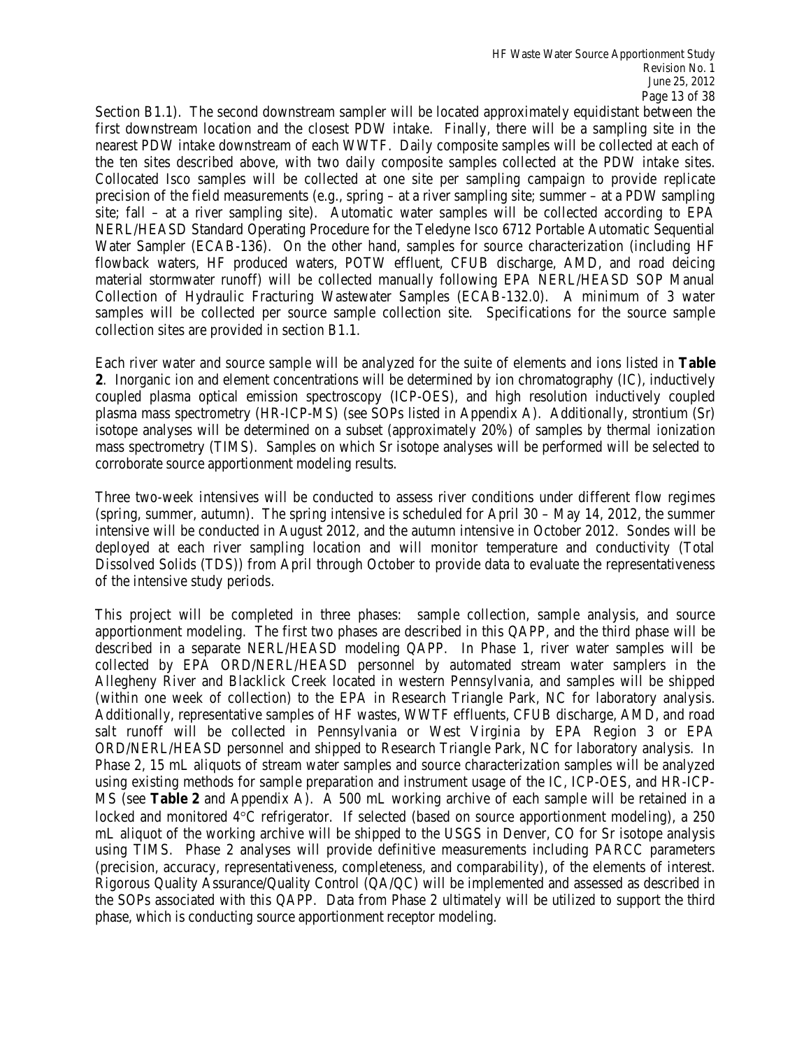Section B1.1). The second downstream sampler will be located approximately equidistant between the first downstream location and the closest PDW intake. Finally, there will be a sampling site in the nearest PDW intake downstream of each WWTF. Daily composite samples will be collected at each of the ten sites described above, with two daily composite samples collected at the PDW intake sites. Collocated Isco samples will be collected at one site per sampling campaign to provide replicate precision of the field measurements (e.g., spring – at a river sampling site; summer – at a PDW sampling site; fall – at a river sampling site). Automatic water samples will be collected according to EPA NERL/HEASD Standard Operating Procedure for the Teledyne Isco 6712 Portable Automatic Sequential Water Sampler (ECAB-136). On the other hand, samples for source characterization (including HF flowback waters, HF produced waters, POTW effluent, CFUB discharge, AMD, and road deicing material stormwater runoff) will be collected manually following EPA NERL/HEASD SOP Manual Collection of Hydraulic Fracturing Wastewater Samples (ECAB-132.0). A minimum of 3 water samples will be collected per source sample collection site. Specifications for the source sample collection sites are provided in section B1.1.

Each river water and source sample will be analyzed for the suite of elements and ions listed in **Table 2**. Inorganic ion and element concentrations will be determined by ion chromatography (IC), inductively coupled plasma optical emission spectroscopy (ICP-OES), and high resolution inductively coupled plasma mass spectrometry (HR-ICP-MS) (see SOPs listed in Appendix A). Additionally, strontium (Sr) isotope analyses will be determined on a subset (approximately 20%) of samples by thermal ionization mass spectrometry (TIMS). Samples on which Sr isotope analyses will be performed will be selected to corroborate source apportionment modeling results.

Three two-week intensives will be conducted to assess river conditions under different flow regimes (spring, summer, autumn). The spring intensive is scheduled for April 30 – May 14, 2012, the summer intensive will be conducted in August 2012, and the autumn intensive in October 2012. Sondes will be deployed at each river sampling location and will monitor temperature and conductivity (Total Dissolved Solids (TDS)) from April through October to provide data to evaluate the representativeness of the intensive study periods.

This project will be completed in three phases: sample collection, sample analysis, and source apportionment modeling. The first two phases are described in this QAPP, and the third phase will be described in a separate NERL/HEASD modeling QAPP. In Phase 1, river water samples will be collected by EPA ORD/NERL/HEASD personnel by automated stream water samplers in the Allegheny River and Blacklick Creek located in western Pennsylvania, and samples will be shipped (within one week of collection) to the EPA in Research Triangle Park, NC for laboratory analysis. Additionally, representative samples of HF wastes, WWTF effluents, CFUB discharge, AMD, and road salt runoff will be collected in Pennsylvania or West Virginia by EPA Region 3 or EPA ORD/NERL/HEASD personnel and shipped to Research Triangle Park, NC for laboratory analysis. In Phase 2, 15 mL aliquots of stream water samples and source characterization samples will be analyzed using existing methods for sample preparation and instrument usage of the IC, ICP-OES, and HR-ICP-MS (see **Table 2** and Appendix A). A 500 mL working archive of each sample will be retained in a locked and monitored 4°C refrigerator. If selected (based on source apportionment modeling), a 250 mL aliquot of the working archive will be shipped to the USGS in Denver, CO for Sr isotope analysis using TIMS. Phase 2 analyses will provide definitive measurements including PARCC parameters (precision, accuracy, representativeness, completeness, and comparability), of the elements of interest. Rigorous Quality Assurance/Quality Control (QA/QC) will be implemented and assessed as described in the SOPs associated with this QAPP. Data from Phase 2 ultimately will be utilized to support the third phase, which is conducting source apportionment receptor modeling.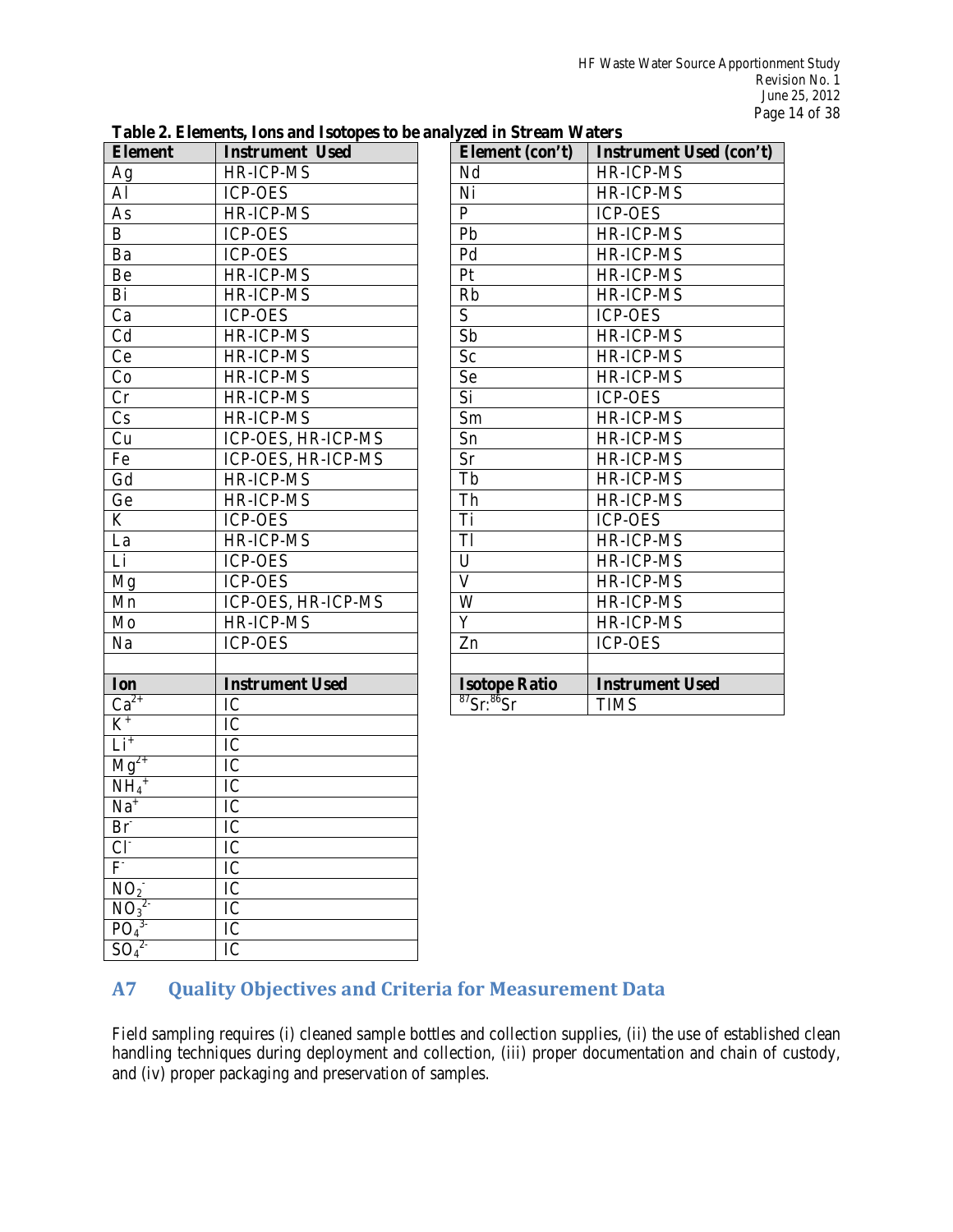**Table 2. Elements, Ions and Isotopes to be analyzed in Stream Waters**

| Element | Instrument Used | Element (con't) | Instrument Used (con't) |
|---|---|---|---|
| Ag | HR-ICP-MS | Nd | HR-ICP-MS |
| Al | ICP-OES | Ni | HR-ICP-MS |
| As | HR-ICP-MS | P | ICP-OES |
| B | ICP-OES | Pb | HR-ICP-MS |
| Ba | ICP-OES | Pd | HR-ICP-MS |
| Be | HR-ICP-MS | Pt | HR-ICP-MS |
| Bi | HR-ICP-MS | Rb | HR-ICP-MS |
| Ca | ICP-OES | S | ICP-OES |
| Cd | HR-ICP-MS | Sb | HR-ICP-MS |
| Ce | HR-ICP-MS | Sc | HR-ICP-MS |
| Co | HR-ICP-MS | Se | HR-ICP-MS |
| Cr | HR-ICP-MS | Si | ICP-OES |
| Cs | HR-ICP-MS | Sm | HR-ICP-MS |
| Cu | ICP-OES, HR-ICP-MS | Sn | HR-ICP-MS |
| Fe | ICP-OES, HR-ICP-MS | Sr | HR-ICP-MS |
| Gd | HR-ICP-MS | Tb | HR-ICP-MS |
| Ge | HR-ICP-MS | Th | HR-ICP-MS |
| K | ICP-OES | Ti | ICP-OES |
| La | HR-ICP-MS | Tl | HR-ICP-MS |
| Li | ICP-OES | U | HR-ICP-MS |
| Mg | ICP-OES | V | HR-ICP-MS |
| Mn | ICP-OES, HR-ICP-MS | W | HR-ICP-MS |
| Mo | HR-ICP-MS | Y | HR-ICP-MS |
| Na | ICP-OES | Zn | ICP-OES |
| | | | |
| **Ion** | **Instrument Used** | **Isotope Ratio** | **Instrument Used** |
| $Ca^{2+}$ | IC | $^{87}Sr$:$^{86}Sr$ | TIMS |
| $K^{+}$ | IC | | |
| $Li^{+}$ | IC | | |
| $Mg^{2+}$ | IC | | |
| $NH_4^{+}$ | IC | | |
| $Na^{+}$ | IC | | |
| $Br^{-}$ | IC | | |
| $Cl^{-}$ | IC | | |
| $F^{-}$ | IC | | |
| $NO_2^{-}$ | IC | | |
| $NO_3^{2-}$ | IC | | |
| $PO_4^{3-}$ | IC | | |
| $SO_4^{2-}$ | IC | | |

## A7 Quality Objectives and Criteria for Measurement Data

Field sampling requires (i) cleaned sample bottles and collection supplies, (ii) the use of established clean handling techniques during deployment and collection, (iii) proper documentation and chain of custody, and (iv) proper packaging and preservation of samples.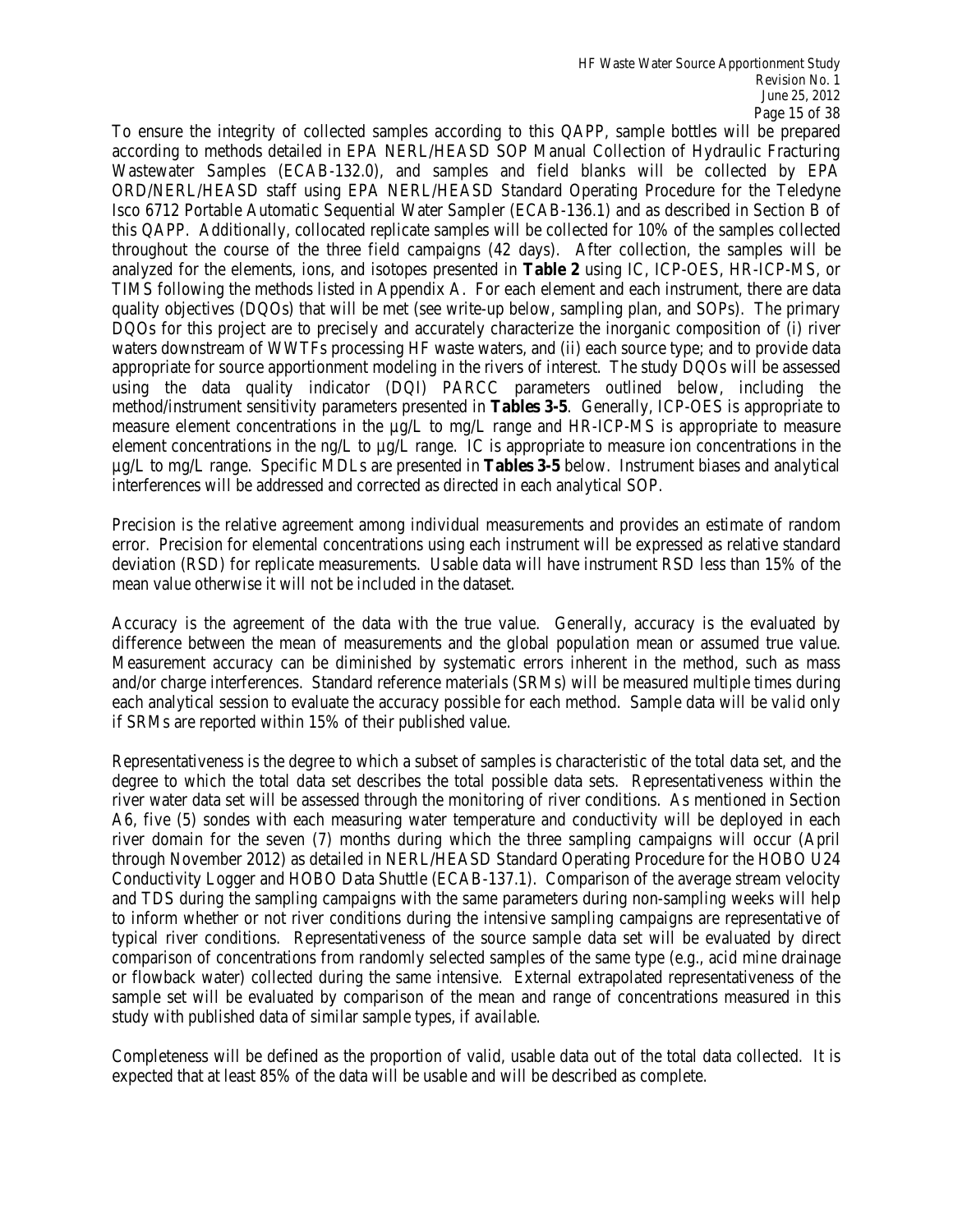To ensure the integrity of collected samples according to this QAPP, sample bottles will be prepared according to methods detailed in EPA NERL/HEASD SOP Manual Collection of Hydraulic Fracturing Wastewater Samples (ECAB-132.0), and samples and field blanks will be collected by EPA ORD/NERL/HEASD staff using EPA NERL/HEASD Standard Operating Procedure for the Teledyne Isco 6712 Portable Automatic Sequential Water Sampler (ECAB-136.1) and as described in Section B of this QAPP. Additionally, collocated replicate samples will be collected for 10% of the samples collected throughout the course of the three field campaigns (42 days). After collection, the samples will be analyzed for the elements, ions, and isotopes presented in **Table 2** using IC, ICP-OES, HR-ICP-MS, or TIMS following the methods listed in Appendix A. For each element and each instrument, there are data quality objectives (DQOs) that will be met (see write-up below, sampling plan, and SOPs). The primary DQOs for this project are to precisely and accurately characterize the inorganic composition of (i) river waters downstream of WWTFs processing HF waste waters, and (ii) each source type; and to provide data appropriate for source apportionment modeling in the rivers of interest. The study DQOs will be assessed using the data quality indicator (DQI) PARCC parameters outlined below, including the method/instrument sensitivity parameters presented in **Tables 3-5**. Generally, ICP-OES is appropriate to measure element concentrations in the µg/L to mg/L range and HR-ICP-MS is appropriate to measure element concentrations in the ng/L to µg/L range. IC is appropriate to measure ion concentrations in the µg/L to mg/L range. Specific MDLs are presented in **Tables 3-5** below. Instrument biases and analytical interferences will be addressed and corrected as directed in each analytical SOP.

Precision is the relative agreement among individual measurements and provides an estimate of random error. Precision for elemental concentrations using each instrument will be expressed as relative standard deviation (RSD) for replicate measurements. Usable data will have instrument RSD less than 15% of the mean value otherwise it will not be included in the dataset.

Accuracy is the agreement of the data with the true value. Generally, accuracy is the evaluated by difference between the mean of measurements and the global population mean or assumed true value. Measurement accuracy can be diminished by systematic errors inherent in the method, such as mass and/or charge interferences. Standard reference materials (SRMs) will be measured multiple times during each analytical session to evaluate the accuracy possible for each method. Sample data will be valid only if SRMs are reported within 15% of their published value.

Representativeness is the degree to which a subset of samples is characteristic of the total data set, and the degree to which the total data set describes the total possible data sets. Representativeness within the river water data set will be assessed through the monitoring of river conditions. As mentioned in Section A6, five (5) sondes with each measuring water temperature and conductivity will be deployed in each river domain for the seven (7) months during which the three sampling campaigns will occur (April through November 2012) as detailed in NERL/HEASD Standard Operating Procedure for the HOBO U24 Conductivity Logger and HOBO Data Shuttle (ECAB-137.1). Comparison of the average stream velocity and TDS during the sampling campaigns with the same parameters during non-sampling weeks will help to inform whether or not river conditions during the intensive sampling campaigns are representative of typical river conditions. Representativeness of the source sample data set will be evaluated by direct comparison of concentrations from randomly selected samples of the same type (e.g., acid mine drainage or flowback water) collected during the same intensive. External extrapolated representativeness of the sample set will be evaluated by comparison of the mean and range of concentrations measured in this study with published data of similar sample types, if available.

Completeness will be defined as the proportion of valid, usable data out of the total data collected. It is expected that at least 85% of the data will be usable and will be described as complete.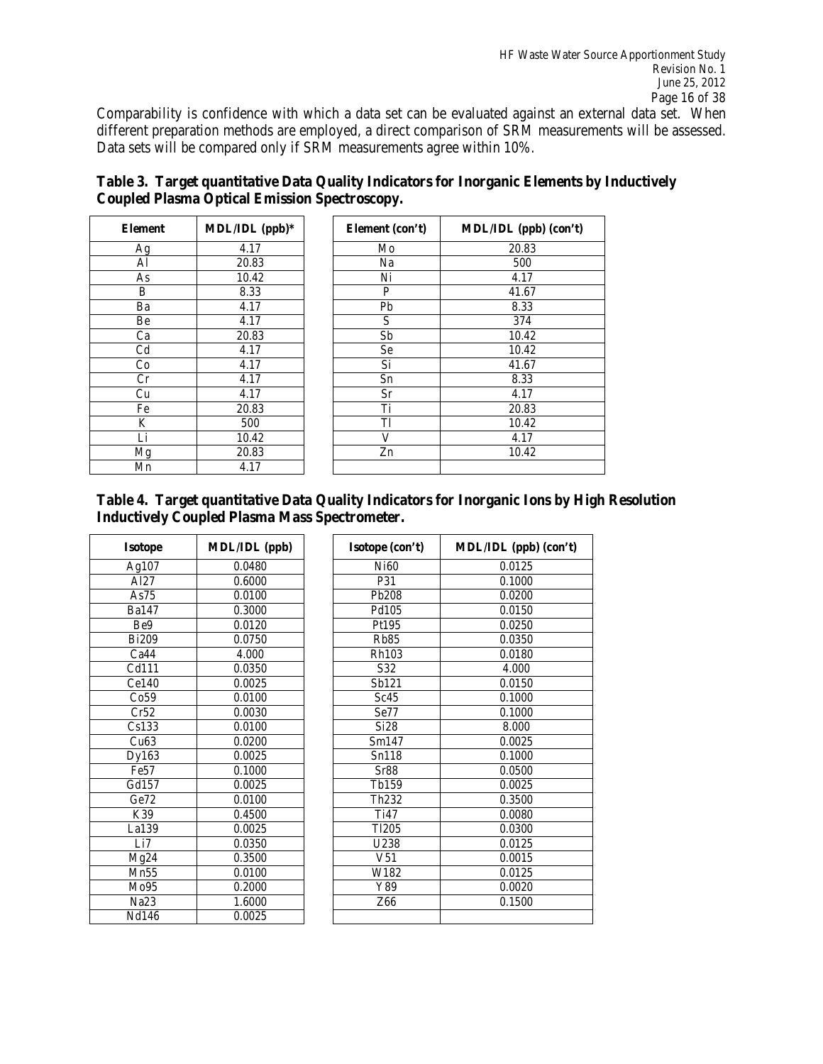Comparability is confidence with which a data set can be evaluated against an external data set. When different preparation methods are employed, a direct comparison of SRM measurements will be assessed. Data sets will be compared only if SRM measurements agree within 10%.

**Table 3. Target quantitative Data Quality Indicators for Inorganic Elements by Inductively Coupled Plasma Optical Emission Spectroscopy.**

| Element | MDL/IDL (ppb)* | Element (con't) | MDL/IDL (ppb) (con't) |
|---|---|---|---|
| Ag | 4.17 | Mo | 20.83 |
| Al | 20.83 | Na | 500 |
| As | 10.42 | Ni | 4.17 |
| B | 8.33 | P | 41.67 |
| Ba | 4.17 | Pb | 8.33 |
| Be | 4.17 | S | 374 |
| Ca | 20.83 | Sb | 10.42 |
| Cd | 4.17 | Se | 10.42 |
| Co | 4.17 | Si | 41.67 |
| Cr | 4.17 | Sn | 8.33 |
| Cu | 4.17 | Sr | 4.17 |
| Fe | 20.83 | Ti | 20.83 |
| K | 500 | Tl | 10.42 |
| Li | 10.42 | V | 4.17 |
| Mg | 20.83 | Zn | 10.42 |
| Mn | 4.17 | | |

**Table 4. Target quantitative Data Quality Indicators for Inorganic Ions by High Resolution Inductively Coupled Plasma Mass Spectrometer.**

| Isotope | MDL/IDL (ppb) | Isotope (con't) | MDL/IDL (ppb) (con't) |
|---|---|---|---|
| Ag107 | 0.0480 | Ni60 | 0.0125 |
| Al27 | 0.6000 | P31 | 0.1000 |
| As75 | 0.0100 | Pb208 | 0.0200 |
| Ba147 | 0.3000 | Pd105 | 0.0150 |
| Be9 | 0.0120 | Pt195 | 0.0250 |
| Bi209 | 0.0750 | Rb85 | 0.0350 |
| Ca44 | 4.000 | Rh103 | 0.0180 |
| Cd111 | 0.0350 | S32 | 4.000 |
| Ce140 | 0.0025 | Sb121 | 0.0150 |
| Co59 | 0.0100 | Sc45 | 0.1000 |
| Cr52 | 0.0030 | Se77 | 0.1000 |
| Cs133 | 0.0100 | Si28 | 8.000 |
| Cu63 | 0.0200 | Sm147 | 0.0025 |
| Dy163 | 0.0025 | Sn118 | 0.1000 |
| Fe57 | 0.1000 | Sr88 | 0.0500 |
| Gd157 | 0.0025 | Tb159 | 0.0025 |
| Ge72 | 0.0100 | Th232 | 0.3500 |
| K39 | 0.4500 | Ti47 | 0.0080 |
| La139 | 0.0025 | Tl205 | 0.0300 |
| Li7 | 0.0350 | U238 | 0.0125 |
| Mg24 | 0.3500 | V51 | 0.0015 |
| Mn55 | 0.0100 | W182 | 0.0125 |
| Mo95 | 0.2000 | Y89 | 0.0020 |
| Na23 | 1.6000 | Z66 | 0.1500 |
| Nd146 | 0.0025 | | |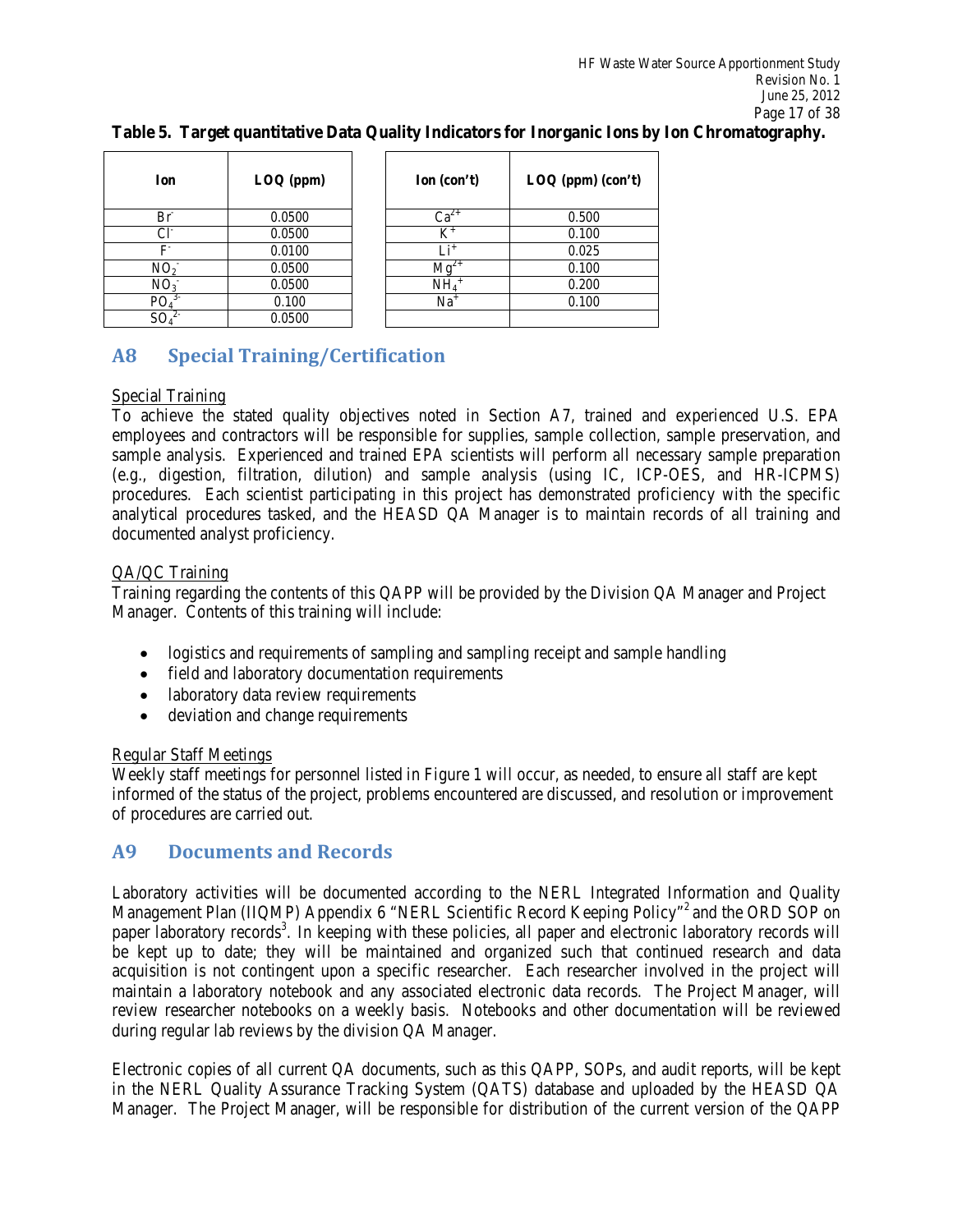**Table 5. Target quantitative Data Quality Indicators for Inorganic Ions by Ion Chromatography.**

| Ion | LOQ (ppm) | Ion (con't) | LOQ (ppm) (con't) |
|---|---|---|---|
| $Br^-$ | 0.0500 | $Ca^{2+}$ | 0.500 |
| $Cl^-$ | 0.0500 | $K^+$ | 0.100 |
| $F^-$ | 0.0100 | $Li^+$ | 0.025 |
| $NO_2^-$ | 0.0500 | $Mg^{2+}$ | 0.100 |
| $NO_3^-$ | 0.0500 | $NH_4^+$ | 0.200 |
| $PO_4^{3-}$ | 0.100 | $Na^+$ | 0.100 |
| $SO_4^{2-}$ | 0.0500 | | |

## A8 Special Training/Certification

Special Training

To achieve the stated quality objectives noted in Section A7, trained and experienced U.S. EPA employees and contractors will be responsible for supplies, sample collection, sample preservation, and sample analysis. Experienced and trained EPA scientists will perform all necessary sample preparation (e.g., digestion, filtration, dilution) and sample analysis (using IC, ICP-OES, and HR-ICPMS) procedures. Each scientist participating in this project has demonstrated proficiency with the specific analytical procedures tasked, and the HEASD QA Manager is to maintain records of all training and documented analyst proficiency.

QA/QC Training

Training regarding the contents of this QAPP will be provided by the Division QA Manager and Project Manager. Contents of this training will include:

- logistics and requirements of sampling and sampling receipt and sample handling
- field and laboratory documentation requirements
- laboratory data review requirements
- deviation and change requirements

Regular Staff Meetings

Weekly staff meetings for personnel listed in Figure 1 will occur, as needed, to ensure all staff are kept informed of the status of the project, problems encountered are discussed, and resolution or improvement of procedures are carried out.

## A9 Documents and Records

Laboratory activities will be documented according to the NERL Integrated Information and Quality Management Plan (IIQMP) Appendix 6 "NERL Scientific Record Keeping Policy"[2] and the ORD SOP on paper laboratory records[3]. In keeping with these policies, all paper and electronic laboratory records will be kept up to date; they will be maintained and organized such that continued research and data acquisition is not contingent upon a specific researcher. Each researcher involved in the project will maintain a laboratory notebook and any associated electronic data records. The Project Manager, will review researcher notebooks on a weekly basis. Notebooks and other documentation will be reviewed during regular lab reviews by the division QA Manager.

Electronic copies of all current QA documents, such as this QAPP, SOPs, and audit reports, will be kept in the NERL Quality Assurance Tracking System (QATS) database and uploaded by the HEASD QA Manager. The Project Manager, will be responsible for distribution of the current version of the QAPP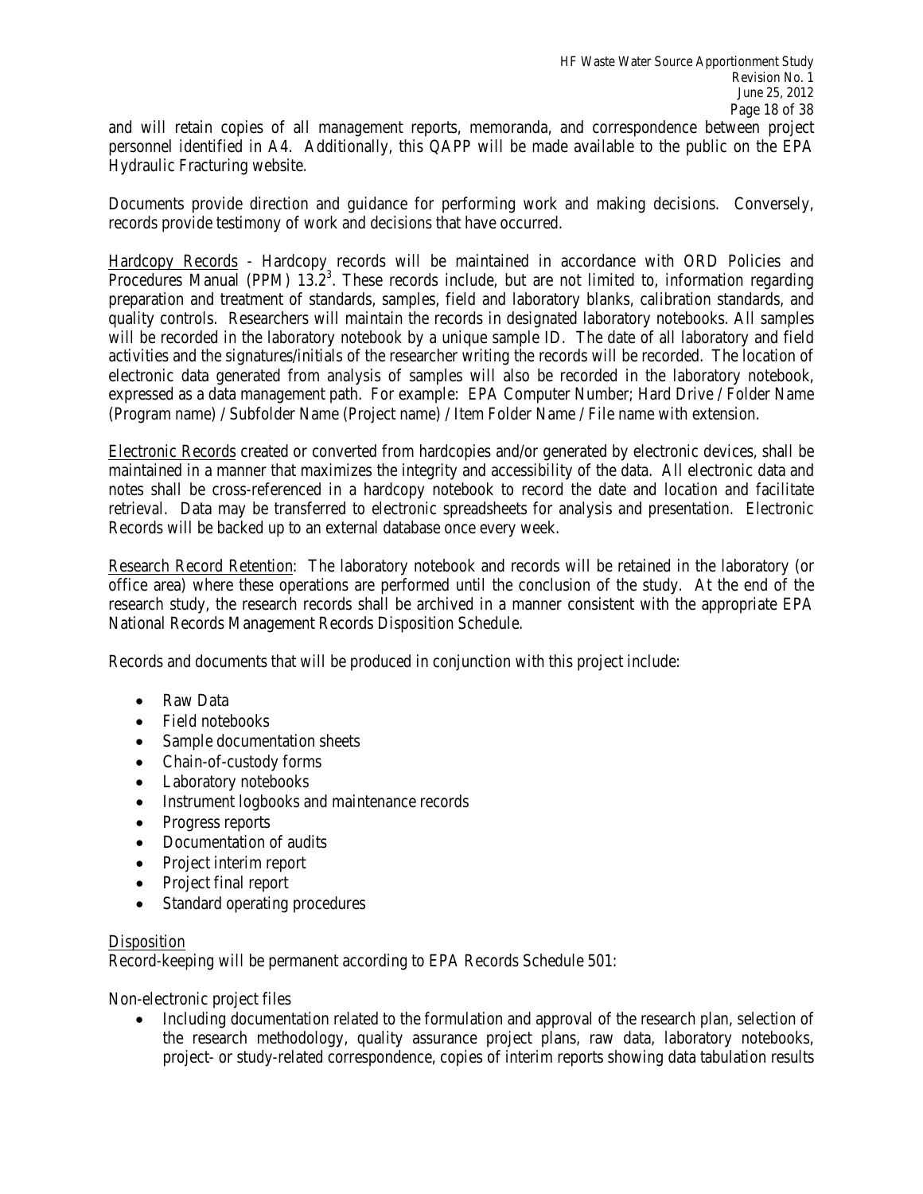and will retain copies of all management reports, memoranda, and correspondence between project personnel identified in A4. Additionally, this QAPP will be made available to the public on the EPA Hydraulic Fracturing website.

Documents provide direction and guidance for performing work and making decisions. Conversely, records provide testimony of work and decisions that have occurred.

Hardcopy Records - Hardcopy records will be maintained in accordance with ORD Policies and Procedures Manual (PPM) 13.2[3]. These records include, but are not limited to, information regarding preparation and treatment of standards, samples, field and laboratory blanks, calibration standards, and quality controls. Researchers will maintain the records in designated laboratory notebooks. All samples will be recorded in the laboratory notebook by a unique sample ID. The date of all laboratory and field activities and the signatures/initials of the researcher writing the records will be recorded. The location of electronic data generated from analysis of samples will also be recorded in the laboratory notebook, expressed as a data management path. For example: EPA Computer Number; Hard Drive / Folder Name (Program name) / Subfolder Name (Project name) / Item Folder Name / File name with extension.

Electronic Records created or converted from hardcopies and/or generated by electronic devices, shall be maintained in a manner that maximizes the integrity and accessibility of the data. All electronic data and notes shall be cross-referenced in a hardcopy notebook to record the date and location and facilitate retrieval. Data may be transferred to electronic spreadsheets for analysis and presentation. Electronic Records will be backed up to an external database once every week.

Research Record Retention: The laboratory notebook and records will be retained in the laboratory (or office area) where these operations are performed until the conclusion of the study. At the end of the research study, the research records shall be archived in a manner consistent with the appropriate EPA National Records Management Records Disposition Schedule.

Records and documents that will be produced in conjunction with this project include:

- Raw Data
- Field notebooks
- Sample documentation sheets
- Chain-of-custody forms
- Laboratory notebooks
- Instrument logbooks and maintenance records
- Progress reports
- Documentation of audits
- Project interim report
- Project final report
- Standard operating procedures

Disposition

Record-keeping will be permanent according to EPA Records Schedule 501:

Non-electronic project files

- Including documentation related to the formulation and approval of the research plan, selection of the research methodology, quality assurance project plans, raw data, laboratory notebooks, project- or study-related correspondence, copies of interim reports showing data tabulation results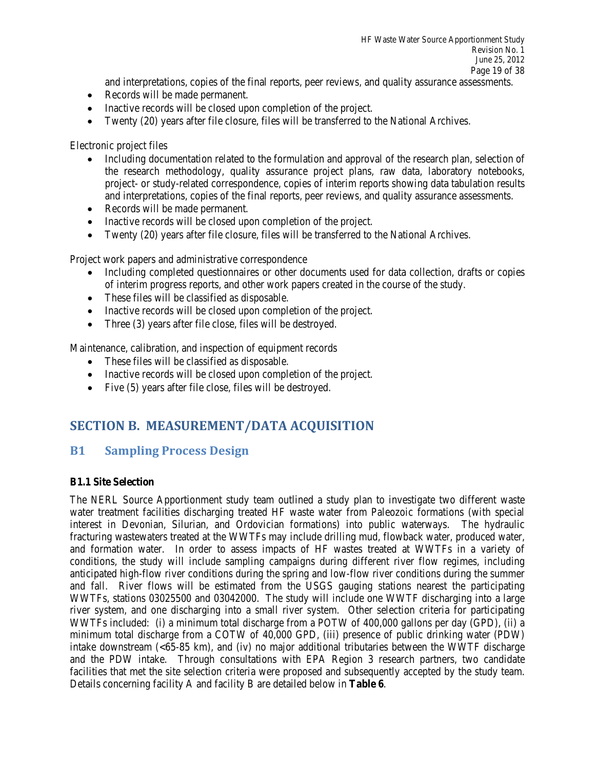and interpretations, copies of the final reports, peer reviews, and quality assurance assessments.

- Records will be made permanent.
- Inactive records will be closed upon completion of the project.
- Twenty (20) years after file closure, files will be transferred to the National Archives.

Electronic project files

- Including documentation related to the formulation and approval of the research plan, selection of the research methodology, quality assurance project plans, raw data, laboratory notebooks, project- or study-related correspondence, copies of interim reports showing data tabulation results and interpretations, copies of the final reports, peer reviews, and quality assurance assessments.
- Records will be made permanent.
- Inactive records will be closed upon completion of the project.
- Twenty (20) years after file closure, files will be transferred to the National Archives.

Project work papers and administrative correspondence

- Including completed questionnaires or other documents used for data collection, drafts or copies of interim progress reports, and other work papers created in the course of the study.
- These files will be classified as disposable.
- Inactive records will be closed upon completion of the project.
- Three (3) years after file close, files will be destroyed.

Maintenance, calibration, and inspection of equipment records

- These files will be classified as disposable.
- Inactive records will be closed upon completion of the project.
- Five (5) years after file close, files will be destroyed.

# SECTION B. MEASUREMENT/DATA ACQUISITION

## B1 Sampling Process Design

### B1.1 Site Selection

The NERL Source Apportionment study team outlined a study plan to investigate two different waste water treatment facilities discharging treated HF waste water from Paleozoic formations (with special interest in Devonian, Silurian, and Ordovician formations) into public waterways. The hydraulic fracturing wastewaters treated at the WWTFs may include drilling mud, flowback water, produced water, and formation water. In order to assess impacts of HF wastes treated at WWTFs in a variety of conditions, the study will include sampling campaigns during different river flow regimes, including anticipated high-flow river conditions during the spring and low-flow river conditions during the summer and fall. River flows will be estimated from the USGS gauging stations nearest the participating WWTFs, stations 03025500 and 03042000. The study will include one WWTF discharging into a large river system, and one discharging into a small river system. Other selection criteria for participating WWTFs included: (i) a minimum total discharge from a POTW of 400,000 gallons per day (GPD), (ii) a minimum total discharge from a COTW of 40,000 GPD, (iii) presence of public drinking water (PDW) intake downstream (<65-85 km), and (iv) no major additional tributaries between the WWTF discharge and the PDW intake. Through consultations with EPA Region 3 research partners, two candidate facilities that met the site selection criteria were proposed and subsequently accepted by the study team. Details concerning facility A and facility B are detailed below in **Table 6**.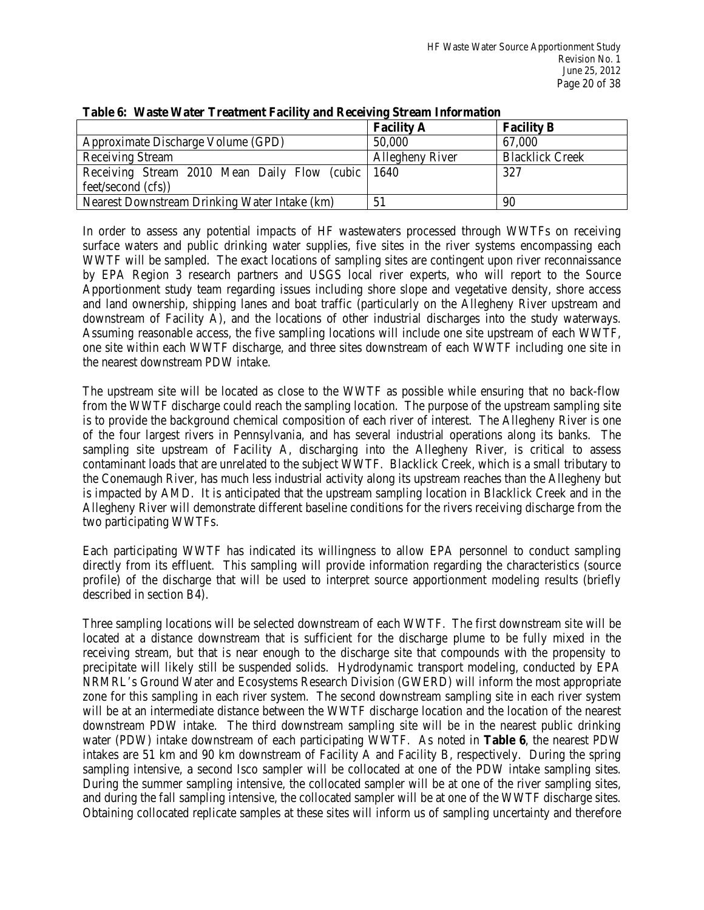**Table 6: Waste Water Treatment Facility and Receiving Stream Information**

| | Facility A | Facility B |
|---|---|---|
| Approximate Discharge Volume (GPD) | 50,000 | 67,000 |
| Receiving Stream | Allegheny River | Blacklick Creek |
| Receiving Stream 2010 Mean Daily Flow (cubic feet/second (cfs)) | 1640 | 327 |
| Nearest Downstream Drinking Water Intake (km) | 51 | 90 |

In order to assess any potential impacts of HF wastewaters processed through WWTFs on receiving surface waters and public drinking water supplies, five sites in the river systems encompassing each WWTF will be sampled. The exact locations of sampling sites are contingent upon river reconnaissance by EPA Region 3 research partners and USGS local river experts, who will report to the Source Apportionment study team regarding issues including shore slope and vegetative density, shore access and land ownership, shipping lanes and boat traffic (particularly on the Allegheny River upstream and downstream of Facility A), and the locations of other industrial discharges into the study waterways. Assuming reasonable access, the five sampling locations will include one site upstream of each WWTF, one site within each WWTF discharge, and three sites downstream of each WWTF including one site in the nearest downstream PDW intake.

The upstream site will be located as close to the WWTF as possible while ensuring that no back-flow from the WWTF discharge could reach the sampling location. The purpose of the upstream sampling site is to provide the background chemical composition of each river of interest. The Allegheny River is one of the four largest rivers in Pennsylvania, and has several industrial operations along its banks. The sampling site upstream of Facility A, discharging into the Allegheny River, is critical to assess contaminant loads that are unrelated to the subject WWTF. Blacklick Creek, which is a small tributary to the Conemaugh River, has much less industrial activity along its upstream reaches than the Allegheny but is impacted by AMD. It is anticipated that the upstream sampling location in Blacklick Creek and in the Allegheny River will demonstrate different baseline conditions for the rivers receiving discharge from the two participating WWTFs.

Each participating WWTF has indicated its willingness to allow EPA personnel to conduct sampling directly from its effluent. This sampling will provide information regarding the characteristics (source profile) of the discharge that will be used to interpret source apportionment modeling results (briefly described in section B4).

Three sampling locations will be selected downstream of each WWTF. The first downstream site will be located at a distance downstream that is sufficient for the discharge plume to be fully mixed in the receiving stream, but that is near enough to the discharge site that compounds with the propensity to precipitate will likely still be suspended solids. Hydrodynamic transport modeling, conducted by EPA NRMRL's Ground Water and Ecosystems Research Division (GWERD) will inform the most appropriate zone for this sampling in each river system. The second downstream sampling site in each river system will be at an intermediate distance between the WWTF discharge location and the location of the nearest downstream PDW intake. The third downstream sampling site will be in the nearest public drinking water (PDW) intake downstream of each participating WWTF. As noted in **Table 6**, the nearest PDW intakes are 51 km and 90 km downstream of Facility A and Facility B, respectively. During the spring sampling intensive, a second Isco sampler will be collocated at one of the PDW intake sampling sites. During the summer sampling intensive, the collocated sampler will be at one of the river sampling sites, and during the fall sampling intensive, the collocated sampler will be at one of the WWTF discharge sites. Obtaining collocated replicate samples at these sites will inform us of sampling uncertainty and therefore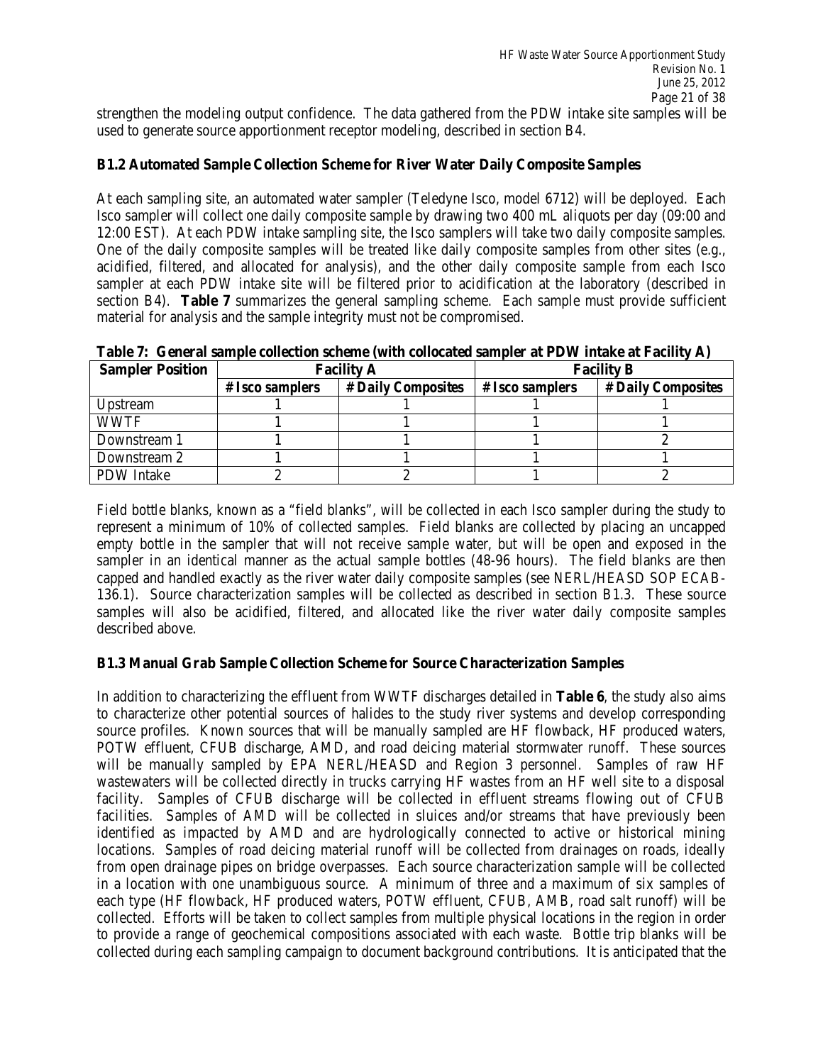strengthen the modeling output confidence. The data gathered from the PDW intake site samples will be used to generate source apportionment receptor modeling, described in section B4.

### B1.2 Automated Sample Collection Scheme for River Water Daily Composite Samples

At each sampling site, an automated water sampler (Teledyne Isco, model 6712) will be deployed. Each Isco sampler will collect one daily composite sample by drawing two 400 mL aliquots per day (09:00 and 12:00 EST). At each PDW intake sampling site, the Isco samplers will take two daily composite samples. One of the daily composite samples will be treated like daily composite samples from other sites (e.g., acidified, filtered, and allocated for analysis), and the other daily composite sample from each Isco sampler at each PDW intake site will be filtered prior to acidification at the laboratory (described in section B4). **Table 7** summarizes the general sampling scheme. Each sample must provide sufficient material for analysis and the sample integrity must not be compromised.

**Table 7: General sample collection scheme (with collocated sampler at PDW intake at Facility A)**

| Sampler Position | Facility A | | Facility B | |
|---|---|---|---|---|
| | # Isco samplers | # Daily Composites | # Isco samplers | # Daily Composites |
| Upstream | 1 | 1 | 1 | 1 |
| WWTF | 1 | 1 | 1 | 1 |
| Downstream 1 | 1 | 1 | 1 | 2 |
| Downstream 2 | 1 | 1 | 1 | 1 |
| PDW Intake | 2 | 2 | 1 | 2 |

Field bottle blanks, known as a "field blanks", will be collected in each Isco sampler during the study to represent a minimum of 10% of collected samples. Field blanks are collected by placing an uncapped empty bottle in the sampler that will not receive sample water, but will be open and exposed in the sampler in an identical manner as the actual sample bottles (48-96 hours). The field blanks are then capped and handled exactly as the river water daily composite samples (see NERL/HEASD SOP ECAB-136.1). Source characterization samples will be collected as described in section B1.3. These source samples will also be acidified, filtered, and allocated like the river water daily composite samples described above.

### B1.3 Manual Grab Sample Collection Scheme for Source Characterization Samples

In addition to characterizing the effluent from WWTF discharges detailed in **Table 6**, the study also aims to characterize other potential sources of halides to the study river systems and develop corresponding source profiles. Known sources that will be manually sampled are HF flowback, HF produced waters, POTW effluent, CFUB discharge, AMD, and road deicing material stormwater runoff. These sources will be manually sampled by EPA NERL/HEASD and Region 3 personnel. Samples of raw HF wastewaters will be collected directly in trucks carrying HF wastes from an HF well site to a disposal facility. Samples of CFUB discharge will be collected in effluent streams flowing out of CFUB facilities. Samples of AMD will be collected in sluices and/or streams that have previously been identified as impacted by AMD and are hydrologically connected to active or historical mining locations. Samples of road deicing material runoff will be collected from drainages on roads, ideally from open drainage pipes on bridge overpasses. Each source characterization sample will be collected in a location with one unambiguous source. A minimum of three and a maximum of six samples of each type (HF flowback, HF produced waters, POTW effluent, CFUB, AMB, road salt runoff) will be collected. Efforts will be taken to collect samples from multiple physical locations in the region in order to provide a range of geochemical compositions associated with each waste. Bottle trip blanks will be collected during each sampling campaign to document background contributions. It is anticipated that the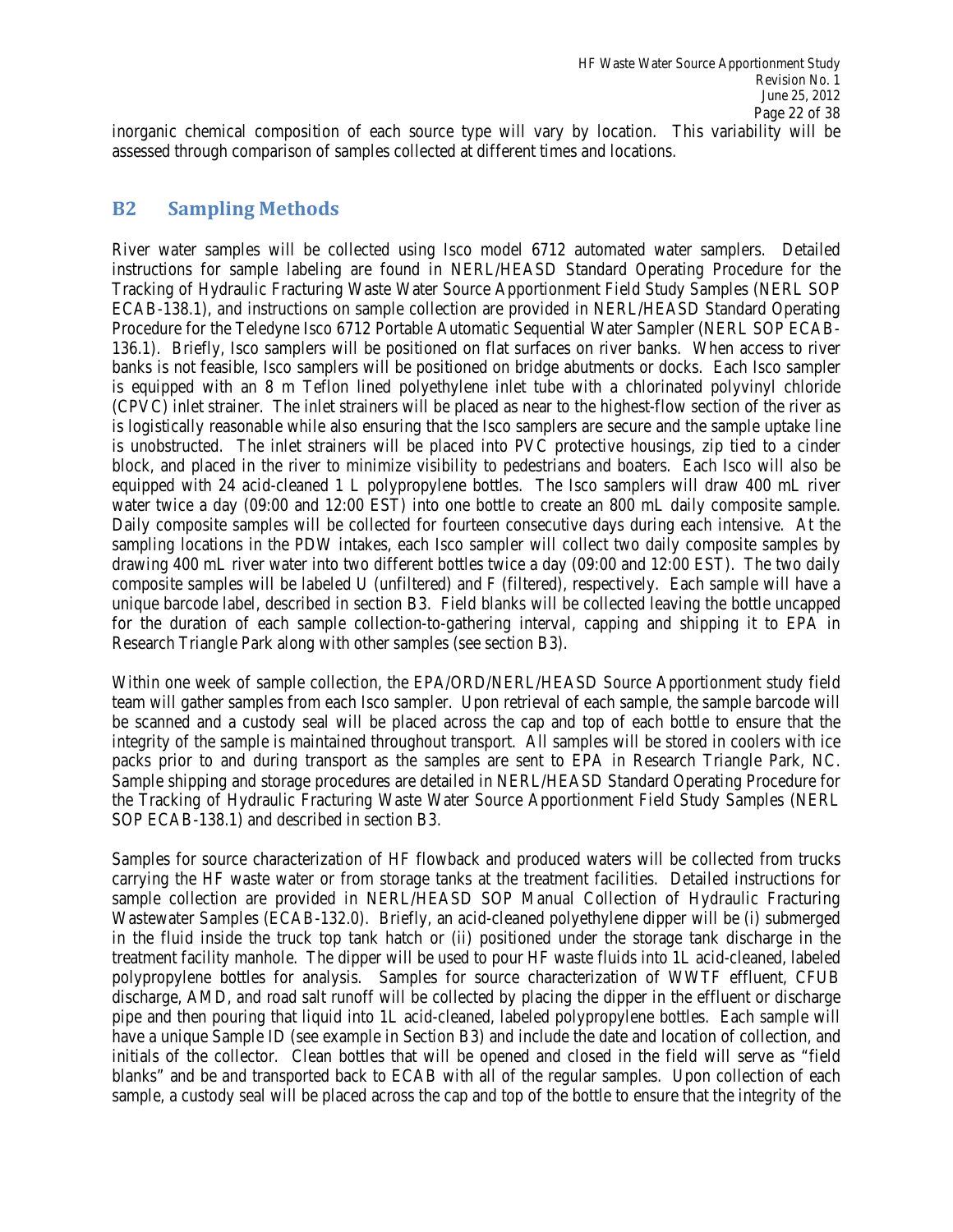inorganic chemical composition of each source type will vary by location. This variability will be assessed through comparison of samples collected at different times and locations.

## B2 Sampling Methods

River water samples will be collected using Isco model 6712 automated water samplers. Detailed instructions for sample labeling are found in NERL/HEASD Standard Operating Procedure for the Tracking of Hydraulic Fracturing Waste Water Source Apportionment Field Study Samples (NERL SOP ECAB-138.1), and instructions on sample collection are provided in NERL/HEASD Standard Operating Procedure for the Teledyne Isco 6712 Portable Automatic Sequential Water Sampler (NERL SOP ECAB-136.1). Briefly, Isco samplers will be positioned on flat surfaces on river banks. When access to river banks is not feasible, Isco samplers will be positioned on bridge abutments or docks. Each Isco sampler is equipped with an 8 m Teflon lined polyethylene inlet tube with a chlorinated polyvinyl chloride (CPVC) inlet strainer. The inlet strainers will be placed as near to the highest-flow section of the river as is logistically reasonable while also ensuring that the Isco samplers are secure and the sample uptake line is unobstructed. The inlet strainers will be placed into PVC protective housings, zip tied to a cinder block, and placed in the river to minimize visibility to pedestrians and boaters. Each Isco will also be equipped with 24 acid-cleaned 1 L polypropylene bottles. The Isco samplers will draw 400 mL river water twice a day (09:00 and 12:00 EST) into one bottle to create an 800 mL daily composite sample. Daily composite samples will be collected for fourteen consecutive days during each intensive. At the sampling locations in the PDW intakes, each Isco sampler will collect two daily composite samples by drawing 400 mL river water into two different bottles twice a day (09:00 and 12:00 EST). The two daily composite samples will be labeled U (unfiltered) and F (filtered), respectively. Each sample will have a unique barcode label, described in section B3. Field blanks will be collected leaving the bottle uncapped for the duration of each sample collection-to-gathering interval, capping and shipping it to EPA in Research Triangle Park along with other samples (see section B3).

Within one week of sample collection, the EPA/ORD/NERL/HEASD Source Apportionment study field team will gather samples from each Isco sampler. Upon retrieval of each sample, the sample barcode will be scanned and a custody seal will be placed across the cap and top of each bottle to ensure that the integrity of the sample is maintained throughout transport. All samples will be stored in coolers with ice packs prior to and during transport as the samples are sent to EPA in Research Triangle Park, NC. Sample shipping and storage procedures are detailed in NERL/HEASD Standard Operating Procedure for the Tracking of Hydraulic Fracturing Waste Water Source Apportionment Field Study Samples (NERL SOP ECAB-138.1) and described in section B3.

Samples for source characterization of HF flowback and produced waters will be collected from trucks carrying the HF waste water or from storage tanks at the treatment facilities. Detailed instructions for sample collection are provided in NERL/HEASD SOP Manual Collection of Hydraulic Fracturing Wastewater Samples (ECAB-132.0). Briefly, an acid-cleaned polyethylene dipper will be (i) submerged in the fluid inside the truck top tank hatch or (ii) positioned under the storage tank discharge in the treatment facility manhole. The dipper will be used to pour HF waste fluids into 1L acid-cleaned, labeled polypropylene bottles for analysis. Samples for source characterization of WWTF effluent, CFUB discharge, AMD, and road salt runoff will be collected by placing the dipper in the effluent or discharge pipe and then pouring that liquid into 1L acid-cleaned, labeled polypropylene bottles. Each sample will have a unique Sample ID (see example in Section B3) and include the date and location of collection, and initials of the collector. Clean bottles that will be opened and closed in the field will serve as "field blanks" and be and transported back to ECAB with all of the regular samples. Upon collection of each sample, a custody seal will be placed across the cap and top of the bottle to ensure that the integrity of the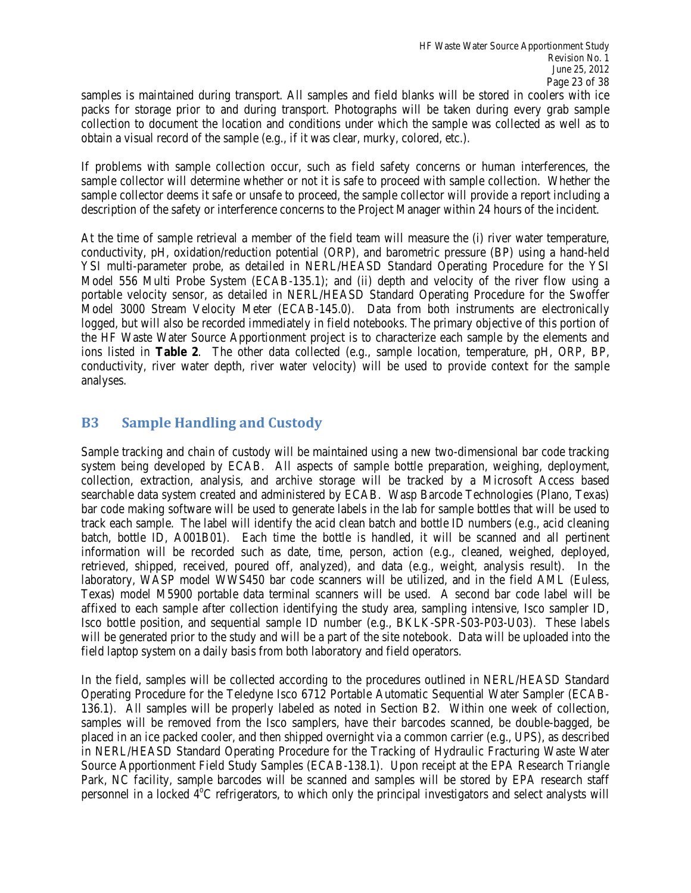samples is maintained during transport. All samples and field blanks will be stored in coolers with ice packs for storage prior to and during transport. Photographs will be taken during every grab sample collection to document the location and conditions under which the sample was collected as well as to obtain a visual record of the sample (e.g., if it was clear, murky, colored, etc.).

If problems with sample collection occur, such as field safety concerns or human interferences, the sample collector will determine whether or not it is safe to proceed with sample collection. Whether the sample collector deems it safe or unsafe to proceed, the sample collector will provide a report including a description of the safety or interference concerns to the Project Manager within 24 hours of the incident.

At the time of sample retrieval a member of the field team will measure the (i) river water temperature, conductivity, pH, oxidation/reduction potential (ORP), and barometric pressure (BP) using a hand-held YSI multi-parameter probe, as detailed in NERL/HEASD Standard Operating Procedure for the YSI Model 556 Multi Probe System (ECAB-135.1); and (ii) depth and velocity of the river flow using a portable velocity sensor, as detailed in NERL/HEASD Standard Operating Procedure for the Swoffer Model 3000 Stream Velocity Meter (ECAB-145.0). Data from both instruments are electronically logged, but will also be recorded immediately in field notebooks. The primary objective of this portion of the HF Waste Water Source Apportionment project is to characterize each sample by the elements and ions listed in **Table 2**. The other data collected (e.g., sample location, temperature, pH, ORP, BP, conductivity, river water depth, river water velocity) will be used to provide context for the sample analyses.

## B3 Sample Handling and Custody

Sample tracking and chain of custody will be maintained using a new two-dimensional bar code tracking system being developed by ECAB. All aspects of sample bottle preparation, weighing, deployment, collection, extraction, analysis, and archive storage will be tracked by a Microsoft Access based searchable data system created and administered by ECAB. Wasp Barcode Technologies (Plano, Texas) bar code making software will be used to generate labels in the lab for sample bottles that will be used to track each sample. The label will identify the acid clean batch and bottle ID numbers (e.g., acid cleaning batch, bottle ID, A001B01). Each time the bottle is handled, it will be scanned and all pertinent information will be recorded such as date, time, person, action (e.g., cleaned, weighed, deployed, retrieved, shipped, received, poured off, analyzed), and data (e.g., weight, analysis result). In the laboratory, WASP model WWS450 bar code scanners will be utilized, and in the field AML (Euless, Texas) model M5900 portable data terminal scanners will be used. A second bar code label will be affixed to each sample after collection identifying the study area, sampling intensive, Isco sampler ID, Isco bottle position, and sequential sample ID number (e.g., BKLK-SPR-S03-P03-U03). These labels will be generated prior to the study and will be a part of the site notebook. Data will be uploaded into the field laptop system on a daily basis from both laboratory and field operators.

In the field, samples will be collected according to the procedures outlined in NERL/HEASD Standard Operating Procedure for the Teledyne Isco 6712 Portable Automatic Sequential Water Sampler (ECAB-136.1). All samples will be properly labeled as noted in Section B2. Within one week of collection, samples will be removed from the Isco samplers, have their barcodes scanned, be double-bagged, be placed in an ice packed cooler, and then shipped overnight via a common carrier (e.g., UPS), as described in NERL/HEASD Standard Operating Procedure for the Tracking of Hydraulic Fracturing Waste Water Source Apportionment Field Study Samples (ECAB-138.1). Upon receipt at the EPA Research Triangle Park, NC facility, sample barcodes will be scanned and samples will be stored by EPA research staff personnel in a locked 4$^{o}$C refrigerators, to which only the principal investigators and select analysts will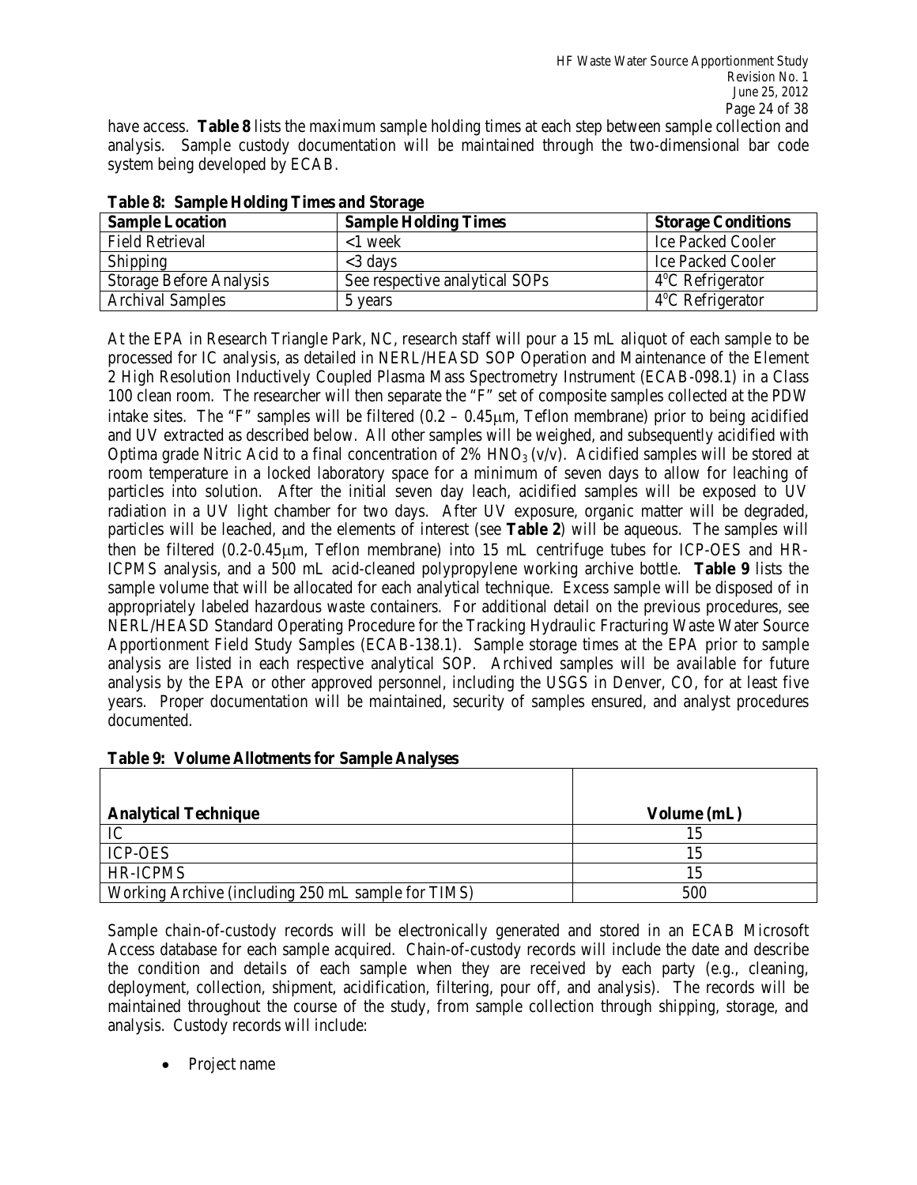have access. **Table 8** lists the maximum sample holding times at each step between sample collection and analysis. Sample custody documentation will be maintained through the two-dimensional bar code system being developed by ECAB.

**Table 8: Sample Holding Times and Storage**

| Sample Location | Sample Holding Times | Storage Conditions |
|---|---|---|
| Field Retrieval | <1 week | Ice Packed Cooler |
| Shipping | <3 days | Ice Packed Cooler |
| Storage Before Analysis | See respective analytical SOPs | 4°C Refrigerator |
| Archival Samples | 5 years | 4°C Refrigerator |

At the EPA in Research Triangle Park, NC, research staff will pour a 15 mL aliquot of each sample to be processed for IC analysis, as detailed in NERL/HEASD SOP Operation and Maintenance of the Element 2 High Resolution Inductively Coupled Plasma Mass Spectrometry Instrument (ECAB-098.1) in a Class 100 clean room. The researcher will then separate the "F" set of composite samples collected at the PDW intake sites. The "F" samples will be filtered (0.2 – 0.45μm, Teflon membrane) prior to being acidified and UV extracted as described below. All other samples will be weighed, and subsequently acidified with Optima grade Nitric Acid to a final concentration of 2% $HNO_3$ (v/v). Acidified samples will be stored at room temperature in a locked laboratory space for a minimum of seven days to allow for leaching of particles into solution. After the initial seven day leach, acidified samples will be exposed to UV radiation in a UV light chamber for two days. After UV exposure, organic matter will be degraded, particles will be leached, and the elements of interest (see **Table 2**) will be aqueous. The samples will then be filtered (0.2-0.45μm, Teflon membrane) into 15 mL centrifuge tubes for ICP-OES and HR-ICPMS analysis, and a 500 mL acid-cleaned polypropylene working archive bottle. **Table 9** lists the sample volume that will be allocated for each analytical technique. Excess sample will be disposed of in appropriately labeled hazardous waste containers. For additional detail on the previous procedures, see NERL/HEASD Standard Operating Procedure for the Tracking Hydraulic Fracturing Waste Water Source Apportionment Field Study Samples (ECAB-138.1). Sample storage times at the EPA prior to sample analysis are listed in each respective analytical SOP. Archived samples will be available for future analysis by the EPA or other approved personnel, including the USGS in Denver, CO, for at least five years. Proper documentation will be maintained, security of samples ensured, and analyst procedures documented.

**Table 9: Volume Allotments for Sample Analyses**

| Analytical Technique | Volume (mL) |
|---|---|
| IC | 15 |
| ICP-OES | 15 |
| HR-ICPMS | 15 |
| Working Archive (including 250 mL sample for TIMS) | 500 |

Sample chain-of-custody records will be electronically generated and stored in an ECAB Microsoft Access database for each sample acquired. Chain-of-custody records will include the date and describe the condition and details of each sample when they are received by each party (e.g., cleaning, deployment, collection, shipment, acidification, filtering, pour off, and analysis). The records will be maintained throughout the course of the study, from sample collection through shipping, storage, and analysis. Custody records will include:

- Project name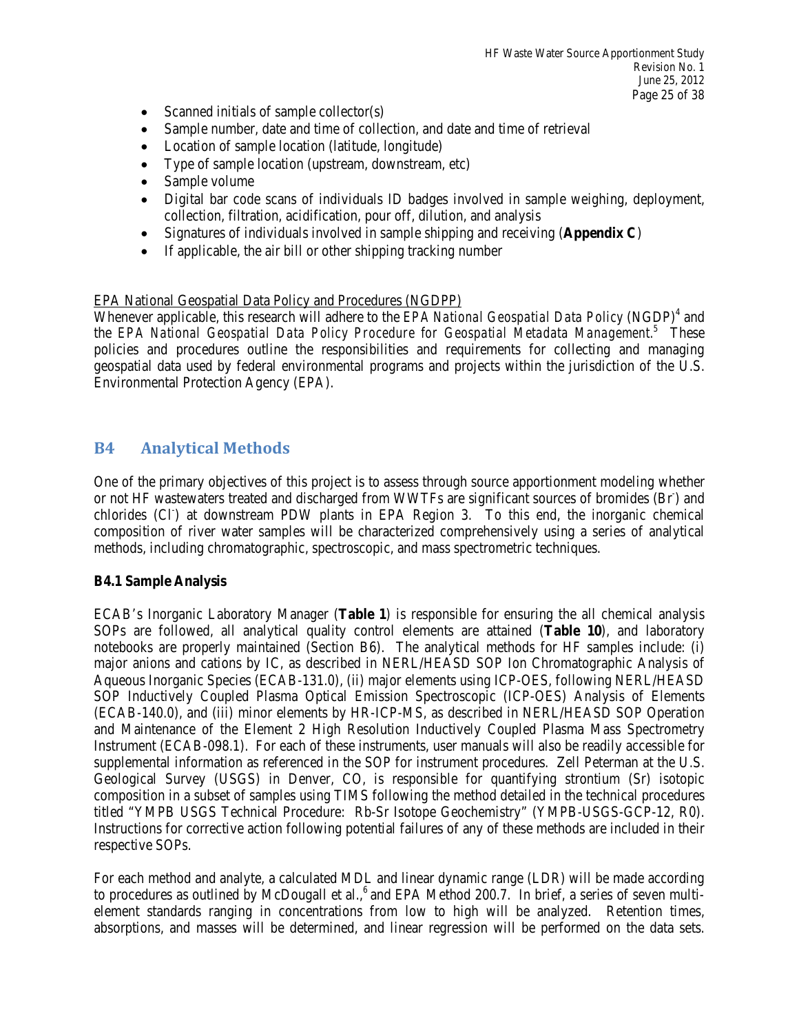- Scanned initials of sample collector(s)
- Sample number, date and time of collection, and date and time of retrieval
- Location of sample location (latitude, longitude)
- Type of sample location (upstream, downstream, etc)
- Sample volume
- Digital bar code scans of individuals ID badges involved in sample weighing, deployment, collection, filtration, acidification, pour off, dilution, and analysis
- Signatures of individuals involved in sample shipping and receiving (**Appendix C**)
- If applicable, the air bill or other shipping tracking number

EPA National Geospatial Data Policy and Procedures (NGDPP)

Whenever applicable, this research will adhere to the *EPA National Geospatial Data Policy* (NGDP)[4] and the *EPA National Geospatial Data Policy Procedure for Geospatial Metadata Management*.[5] These policies and procedures outline the responsibilities and requirements for collecting and managing geospatial data used by federal environmental programs and projects within the jurisdiction of the U.S. Environmental Protection Agency (EPA).

## B4 Analytical Methods

One of the primary objectives of this project is to assess through source apportionment modeling whether or not HF wastewaters treated and discharged from WWTFs are significant sources of bromides ($Br^-$) and chlorides ($Cl^-$) at downstream PDW plants in EPA Region 3. To this end, the inorganic chemical composition of river water samples will be characterized comprehensively using a series of analytical methods, including chromatographic, spectroscopic, and mass spectrometric techniques.

### B4.1 Sample Analysis

ECAB's Inorganic Laboratory Manager (**Table 1**) is responsible for ensuring the all chemical analysis SOPs are followed, all analytical quality control elements are attained (**Table 10**), and laboratory notebooks are properly maintained (Section B6). The analytical methods for HF samples include: (i) major anions and cations by IC, as described in NERL/HEASD SOP Ion Chromatographic Analysis of Aqueous Inorganic Species (ECAB-131.0), (ii) major elements using ICP-OES, following NERL/HEASD SOP Inductively Coupled Plasma Optical Emission Spectroscopic (ICP-OES) Analysis of Elements (ECAB-140.0), and (iii) minor elements by HR-ICP-MS, as described in NERL/HEASD SOP Operation and Maintenance of the Element 2 High Resolution Inductively Coupled Plasma Mass Spectrometry Instrument (ECAB-098.1). For each of these instruments, user manuals will also be readily accessible for supplemental information as referenced in the SOP for instrument procedures. Zell Peterman at the U.S. Geological Survey (USGS) in Denver, CO, is responsible for quantifying strontium (Sr) isotopic composition in a subset of samples using TIMS following the method detailed in the technical procedures titled "YMPB USGS Technical Procedure: Rb-Sr Isotope Geochemistry" (YMPB-USGS-GCP-12, R0). Instructions for corrective action following potential failures of any of these methods are included in their respective SOPs.

For each method and analyte, a calculated MDL and linear dynamic range (LDR) will be made according to procedures as outlined by McDougall et al.,[6] and EPA Method 200.7. In brief, a series of seven multi-element standards ranging in concentrations from low to high will be analyzed. Retention times, absorptions, and masses will be determined, and linear regression will be performed on the data sets.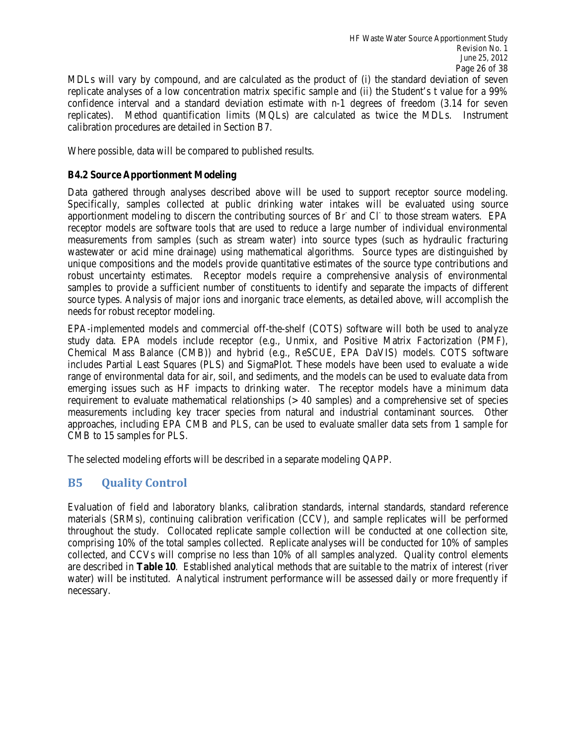MDLs will vary by compound, and are calculated as the product of (i) the standard deviation of seven replicate analyses of a low concentration matrix specific sample and (ii) the Student's t value for a 99% confidence interval and a standard deviation estimate with n-1 degrees of freedom (3.14 for seven replicates). Method quantification limits (MQLs) are calculated as twice the MDLs. Instrument calibration procedures are detailed in Section B7.

Where possible, data will be compared to published results.

### B4.2 Source Apportionment Modeling

Data gathered through analyses described above will be used to support receptor source modeling. Specifically, samples collected at public drinking water intakes will be evaluated using source apportionment modeling to discern the contributing sources of $Br^-$ and $Cl^-$ to those stream waters. EPA receptor models are software tools that are used to reduce a large number of individual environmental measurements from samples (such as stream water) into source types (such as hydraulic fracturing wastewater or acid mine drainage) using mathematical algorithms. Source types are distinguished by unique compositions and the models provide quantitative estimates of the source type contributions and robust uncertainty estimates. Receptor models require a comprehensive analysis of environmental samples to provide a sufficient number of constituents to identify and separate the impacts of different source types. Analysis of major ions and inorganic trace elements, as detailed above, will accomplish the needs for robust receptor modeling.

EPA-implemented models and commercial off-the-shelf (COTS) software will both be used to analyze study data. EPA models include receptor (e.g., Unmix, and Positive Matrix Factorization (PMF), Chemical Mass Balance (CMB)) and hybrid (e.g., ReSCUE, EPA DaVIS) models. COTS software includes Partial Least Squares (PLS) and SigmaPlot. These models have been used to evaluate a wide range of environmental data for air, soil, and sediments, and the models can be used to evaluate data from emerging issues such as HF impacts to drinking water. The receptor models have a minimum data requirement to evaluate mathematical relationships (> 40 samples) and a comprehensive set of species measurements including key tracer species from natural and industrial contaminant sources. Other approaches, including EPA CMB and PLS, can be used to evaluate smaller data sets from 1 sample for CMB to 15 samples for PLS.

The selected modeling efforts will be described in a separate modeling QAPP.

## B5 Quality Control

Evaluation of field and laboratory blanks, calibration standards, internal standards, standard reference materials (SRMs), continuing calibration verification (CCV), and sample replicates will be performed throughout the study. Collocated replicate sample collection will be conducted at one collection site, comprising 10% of the total samples collected. Replicate analyses will be conducted for 10% of samples collected, and CCVs will comprise no less than 10% of all samples analyzed. Quality control elements are described in **Table 10**. Established analytical methods that are suitable to the matrix of interest (river water) will be instituted. Analytical instrument performance will be assessed daily or more frequently if necessary.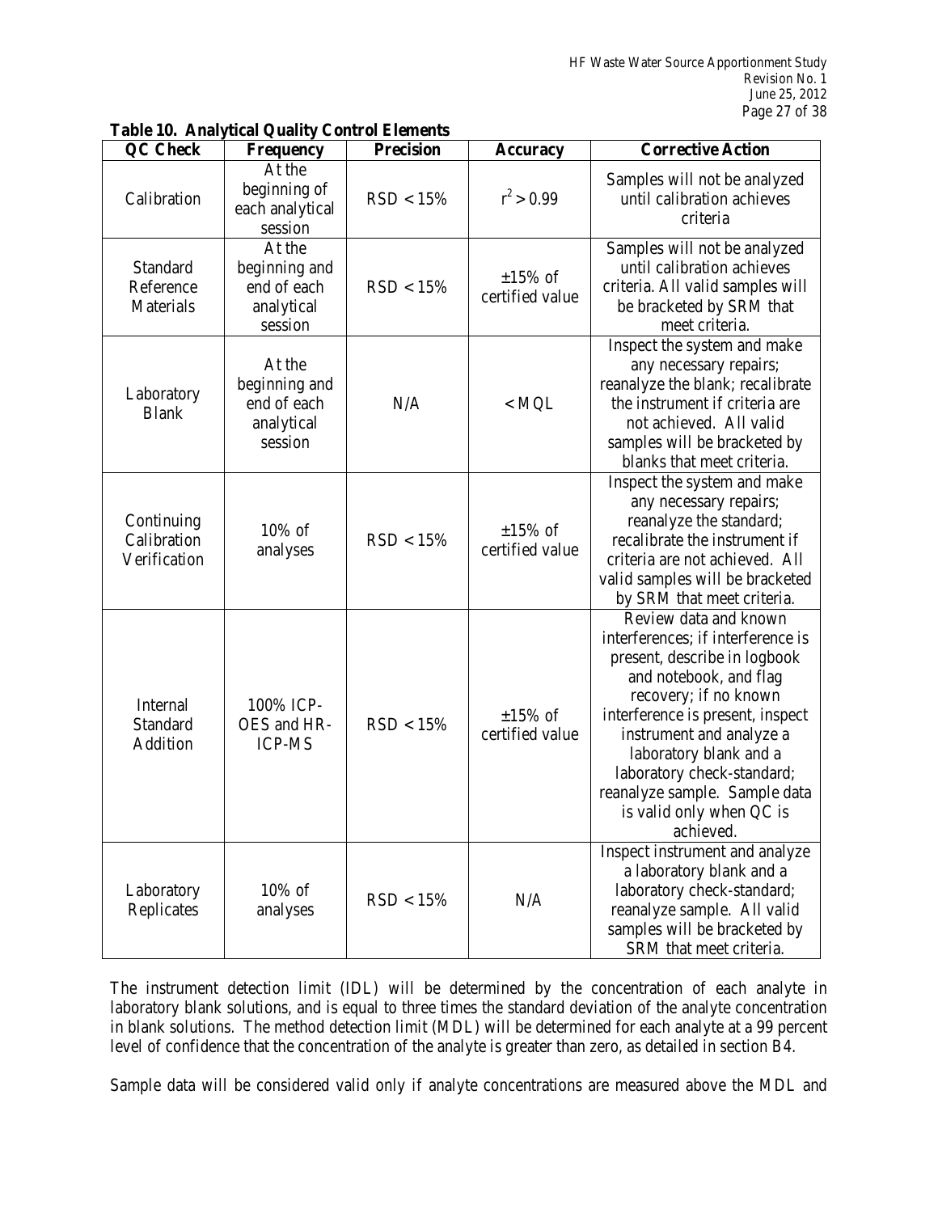**Table 10. Analytical Quality Control Elements**

| QC Check | Frequency | Precision | Accuracy | Corrective Action |
|---|---|---|---|---|
| Calibration | At the beginning of each analytical session | RSD < 15% | $r^2 > 0.99$ | Samples will not be analyzed until calibration achieves criteria |
| Standard Reference Materials | At the beginning and end of each analytical session | RSD < 15% | ±15% of certified value | Samples will not be analyzed until calibration achieves criteria. All valid samples will be bracketed by SRM that meet criteria. |
| Laboratory Blank | At the beginning and end of each analytical session | N/A | < MQL | Inspect the system and make any necessary repairs; reanalyze the blank; recalibrate the instrument if criteria are not achieved. All valid samples will be bracketed by blanks that meet criteria. |
| Continuing Calibration Verification | 10% of analyses | RSD < 15% | ±15% of certified value | Inspect the system and make any necessary repairs; reanalyze the standard; recalibrate the instrument if criteria are not achieved. All valid samples will be bracketed by SRM that meet criteria. |
| Internal Standard Addition | 100% ICP-OES and HR-ICP-MS | RSD < 15% | ±15% of certified value | Review data and known interferences; if interference is present, describe in logbook and notebook, and flag recovery; if no known interference is present, inspect instrument and analyze a laboratory blank and a laboratory check-standard; reanalyze sample. Sample data is valid only when QC is achieved. |
| Laboratory Replicates | 10% of analyses | RSD < 15% | N/A | Inspect instrument and analyze a laboratory blank and a laboratory check-standard; reanalyze sample. All valid samples will be bracketed by SRM that meet criteria. |

The instrument detection limit (IDL) will be determined by the concentration of each analyte in laboratory blank solutions, and is equal to three times the standard deviation of the analyte concentration in blank solutions. The method detection limit (MDL) will be determined for each analyte at a 99 percent level of confidence that the concentration of the analyte is greater than zero, as detailed in section B4.

Sample data will be considered valid only if analyte concentrations are measured above the MDL and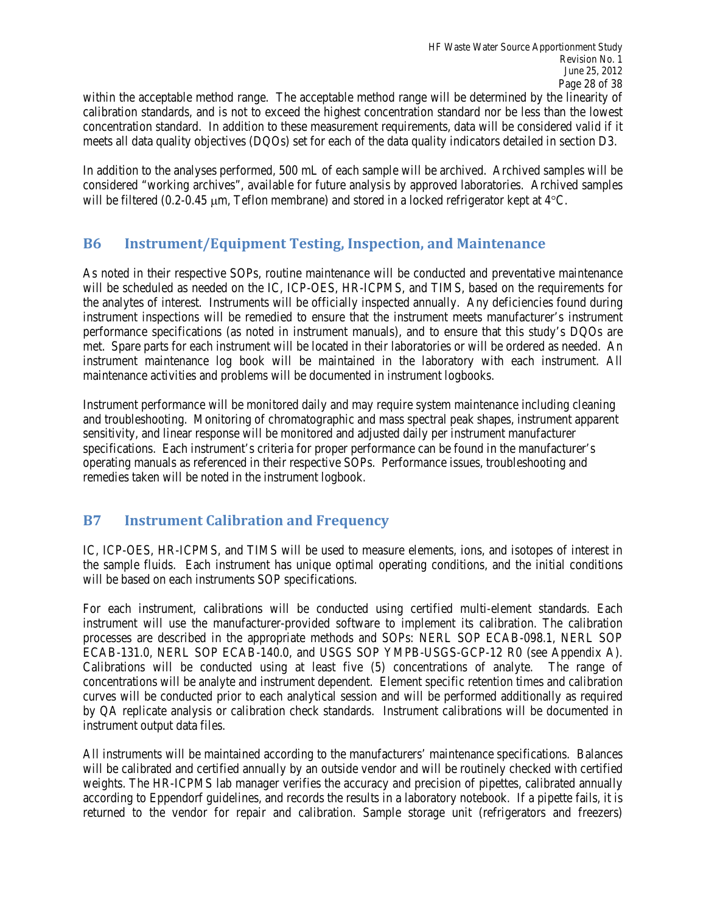within the acceptable method range. The acceptable method range will be determined by the linearity of calibration standards, and is not to exceed the highest concentration standard nor be less than the lowest concentration standard. In addition to these measurement requirements, data will be considered valid if it meets all data quality objectives (DQOs) set for each of the data quality indicators detailed in section D3.

In addition to the analyses performed, 500 mL of each sample will be archived. Archived samples will be considered "working archives", available for future analysis by approved laboratories. Archived samples will be filtered (0.2-0.45 μm, Teflon membrane) and stored in a locked refrigerator kept at 4°C.

## B6 Instrument/Equipment Testing, Inspection, and Maintenance

As noted in their respective SOPs, routine maintenance will be conducted and preventative maintenance will be scheduled as needed on the IC, ICP-OES, HR-ICPMS, and TIMS, based on the requirements for the analytes of interest. Instruments will be officially inspected annually. Any deficiencies found during instrument inspections will be remedied to ensure that the instrument meets manufacturer's instrument performance specifications (as noted in instrument manuals), and to ensure that this study's DQOs are met. Spare parts for each instrument will be located in their laboratories or will be ordered as needed. An instrument maintenance log book will be maintained in the laboratory with each instrument. All maintenance activities and problems will be documented in instrument logbooks.

Instrument performance will be monitored daily and may require system maintenance including cleaning and troubleshooting. Monitoring of chromatographic and mass spectral peak shapes, instrument apparent sensitivity, and linear response will be monitored and adjusted daily per instrument manufacturer specifications. Each instrument's criteria for proper performance can be found in the manufacturer's operating manuals as referenced in their respective SOPs. Performance issues, troubleshooting and remedies taken will be noted in the instrument logbook.

## B7 Instrument Calibration and Frequency

IC, ICP-OES, HR-ICPMS, and TIMS will be used to measure elements, ions, and isotopes of interest in the sample fluids. Each instrument has unique optimal operating conditions, and the initial conditions will be based on each instruments SOP specifications.

For each instrument, calibrations will be conducted using certified multi-element standards. Each instrument will use the manufacturer-provided software to implement its calibration. The calibration processes are described in the appropriate methods and SOPs: NERL SOP ECAB-098.1, NERL SOP ECAB-131.0, NERL SOP ECAB-140.0, and USGS SOP YMPB-USGS-GCP-12 R0 (see Appendix A). Calibrations will be conducted using at least five (5) concentrations of analyte. The range of concentrations will be analyte and instrument dependent. Element specific retention times and calibration curves will be conducted prior to each analytical session and will be performed additionally as required by QA replicate analysis or calibration check standards. Instrument calibrations will be documented in instrument output data files.

All instruments will be maintained according to the manufacturers' maintenance specifications. Balances will be calibrated and certified annually by an outside vendor and will be routinely checked with certified weights. The HR-ICPMS lab manager verifies the accuracy and precision of pipettes, calibrated annually according to Eppendorf guidelines, and records the results in a laboratory notebook. If a pipette fails, it is returned to the vendor for repair and calibration. Sample storage unit (refrigerators and freezers)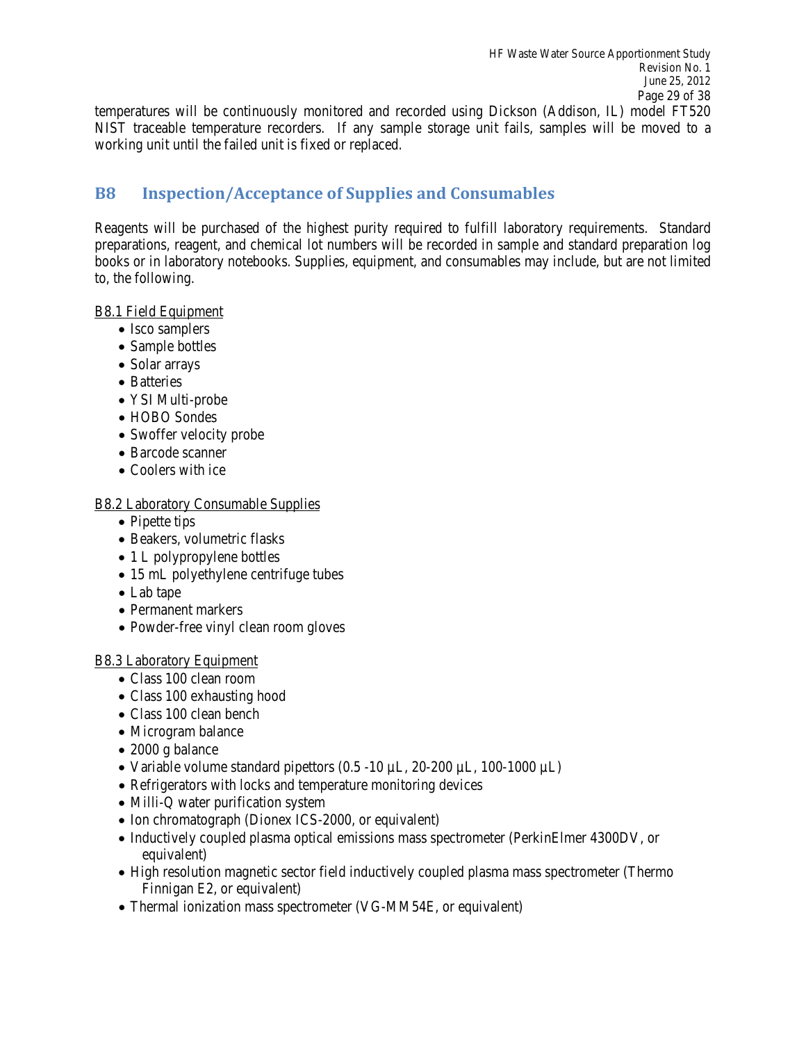temperatures will be continuously monitored and recorded using Dickson (Addison, IL) model FT520 NIST traceable temperature recorders. If any sample storage unit fails, samples will be moved to a working unit until the failed unit is fixed or replaced.

## B8 Inspection/Acceptance of Supplies and Consumables

Reagents will be purchased of the highest purity required to fulfill laboratory requirements. Standard preparations, reagent, and chemical lot numbers will be recorded in sample and standard preparation log books or in laboratory notebooks. Supplies, equipment, and consumables may include, but are not limited to, the following.

<u>B8.1 Field Equipment</u>

- Isco samplers
- Sample bottles
- Solar arrays
- Batteries
- YSI Multi-probe
- HOBO Sondes
- Swoffer velocity probe
- Barcode scanner
- Coolers with ice

<u>B8.2 Laboratory Consumable Supplies</u>

- Pipette tips
- Beakers, volumetric flasks
- 1 L polypropylene bottles
- 15 mL polyethylene centrifuge tubes
- Lab tape
- Permanent markers
- Powder-free vinyl clean room gloves

<u>B8.3 Laboratory Equipment</u>

- Class 100 clean room
- Class 100 exhausting hood
- Class 100 clean bench
- Microgram balance
- 2000 g balance
- Variable volume standard pipettors (0.5 -10 µL, 20-200 µL, 100-1000 µL)
- Refrigerators with locks and temperature monitoring devices
- Milli-Q water purification system
- Ion chromatograph (Dionex ICS-2000, or equivalent)
- Inductively coupled plasma optical emissions mass spectrometer (PerkinElmer 4300DV, or equivalent)
- High resolution magnetic sector field inductively coupled plasma mass spectrometer (Thermo Finnigan E2, or equivalent)
- Thermal ionization mass spectrometer (VG-MM54E, or equivalent)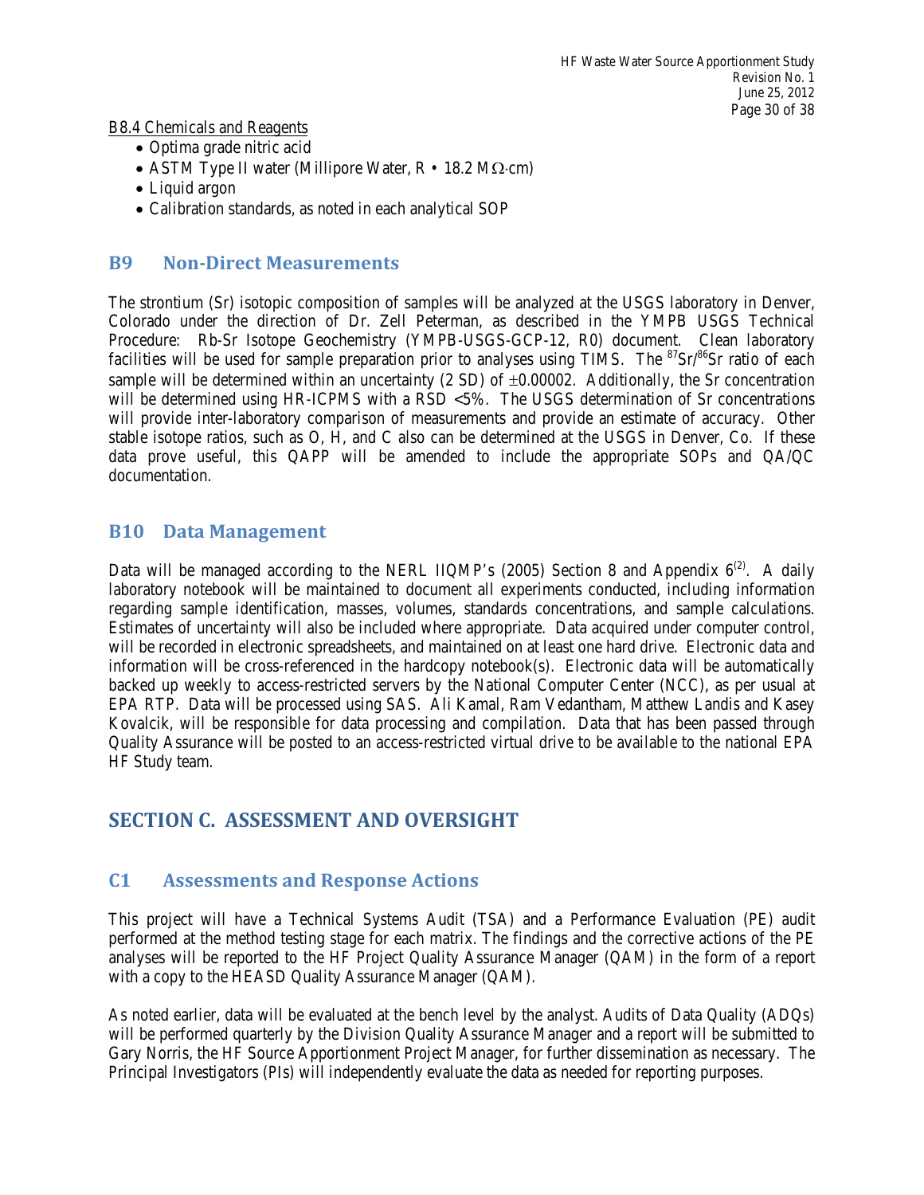B8.4 Chemicals and Reagents

- Optima grade nitric acid
- ASTM Type II water (Millipore Water, R • 18.2 MΩ·cm)
- Liquid argon
- Calibration standards, as noted in each analytical SOP

## B9 Non-Direct Measurements

The strontium (Sr) isotopic composition of samples will be analyzed at the USGS laboratory in Denver, Colorado under the direction of Dr. Zell Peterman, as described in the YMPB USGS Technical Procedure: Rb-Sr Isotope Geochemistry (YMPB-USGS-GCP-12, R0) document. Clean laboratory facilities will be used for sample preparation prior to analyses using TIMS. The $^{87}Sr/^{86}Sr$ ratio of each sample will be determined within an uncertainty (2 SD) of ±0.00002. Additionally, the Sr concentration will be determined using HR-ICPMS with a RSD <5%. The USGS determination of Sr concentrations will provide inter-laboratory comparison of measurements and provide an estimate of accuracy. Other stable isotope ratios, such as O, H, and C also can be determined at the USGS in Denver, Co. If these data prove useful, this QAPP will be amended to include the appropriate SOPs and QA/QC documentation.

## B10 Data Management

Data will be managed according to the NERL IIQMP's (2005) Section 8 and Appendix 6[2]. A daily laboratory notebook will be maintained to document all experiments conducted, including information regarding sample identification, masses, volumes, standards concentrations, and sample calculations. Estimates of uncertainty will also be included where appropriate. Data acquired under computer control, will be recorded in electronic spreadsheets, and maintained on at least one hard drive. Electronic data and information will be cross-referenced in the hardcopy notebook(s). Electronic data will be automatically backed up weekly to access-restricted servers by the National Computer Center (NCC), as per usual at EPA RTP. Data will be processed using SAS. Ali Kamal, Ram Vedantham, Matthew Landis and Kasey Kovalcik, will be responsible for data processing and compilation. Data that has been passed through Quality Assurance will be posted to an access-restricted virtual drive to be available to the national EPA HF Study team.

# SECTION C. ASSESSMENT AND OVERSIGHT

## C1 Assessments and Response Actions

This project will have a Technical Systems Audit (TSA) and a Performance Evaluation (PE) audit performed at the method testing stage for each matrix. The findings and the corrective actions of the PE analyses will be reported to the HF Project Quality Assurance Manager (QAM) in the form of a report with a copy to the HEASD Quality Assurance Manager (QAM).

As noted earlier, data will be evaluated at the bench level by the analyst. Audits of Data Quality (ADQs) will be performed quarterly by the Division Quality Assurance Manager and a report will be submitted to Gary Norris, the HF Source Apportionment Project Manager, for further dissemination as necessary. The Principal Investigators (PIs) will independently evaluate the data as needed for reporting purposes.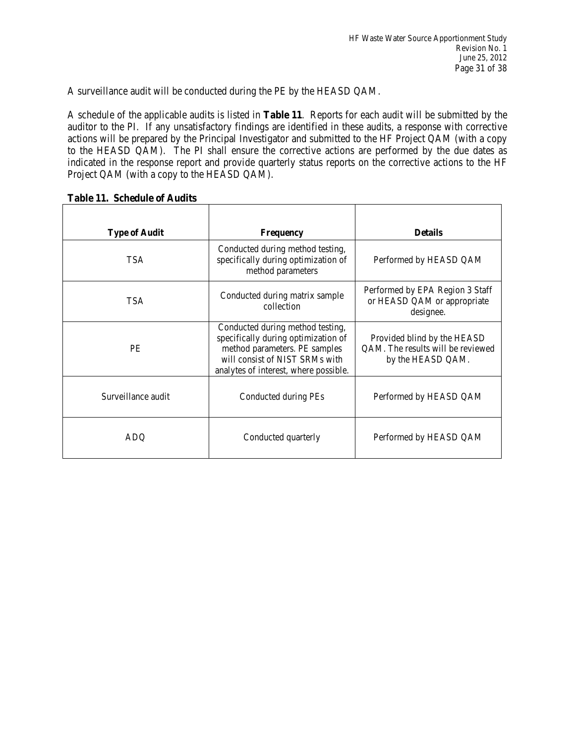A surveillance audit will be conducted during the PE by the HEASD QAM.

A schedule of the applicable audits is listed in **Table 11**. Reports for each audit will be submitted by the auditor to the PI. If any unsatisfactory findings are identified in these audits, a response with corrective actions will be prepared by the Principal Investigator and submitted to the HF Project QAM (with a copy to the HEASD QAM). The PI shall ensure the corrective actions are performed by the due dates as indicated in the response report and provide quarterly status reports on the corrective actions to the HF Project QAM (with a copy to the HEASD QAM).

**Table 11. Schedule of Audits**

| Type of Audit | Frequency | Details |
|---|---|---|
| TSA | Conducted during method testing, specifically during optimization of method parameters | Performed by HEASD QAM |
| TSA | Conducted during matrix sample collection | Performed by EPA Region 3 Staff or HEASD QAM or appropriate designee. |
| PE | Conducted during method testing, specifically during optimization of method parameters. PE samples will consist of NIST SRMs with analytes of interest, where possible. | Provided blind by the HEASD QAM. The results will be reviewed by the HEASD QAM. |
| Surveillance audit | Conducted during PEs | Performed by HEASD QAM |
| ADQ | Conducted quarterly | Performed by HEASD QAM |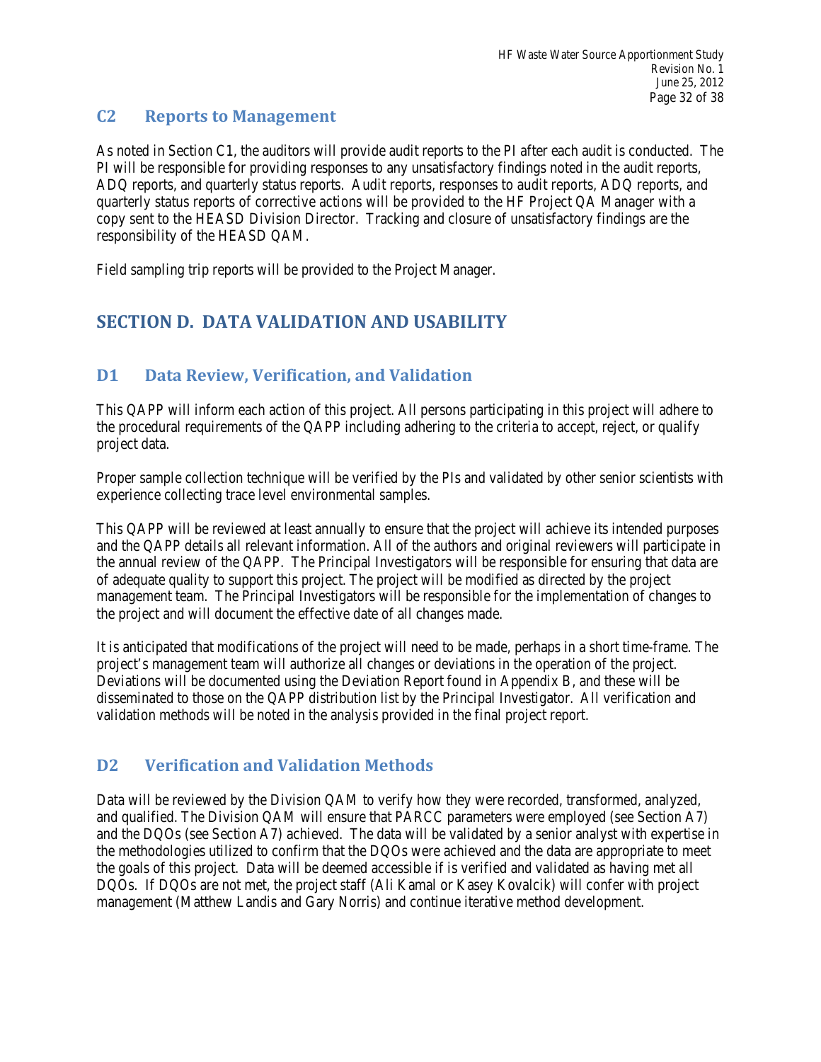## C2 Reports to Management

As noted in Section C1, the auditors will provide audit reports to the PI after each audit is conducted. The PI will be responsible for providing responses to any unsatisfactory findings noted in the audit reports, ADQ reports, and quarterly status reports. Audit reports, responses to audit reports, ADQ reports, and quarterly status reports of corrective actions will be provided to the HF Project QA Manager with a copy sent to the HEASD Division Director. Tracking and closure of unsatisfactory findings are the responsibility of the HEASD QAM.

Field sampling trip reports will be provided to the Project Manager.

# SECTION D. DATA VALIDATION AND USABILITY

## D1 Data Review, Verification, and Validation

This QAPP will inform each action of this project. All persons participating in this project will adhere to the procedural requirements of the QAPP including adhering to the criteria to accept, reject, or qualify project data.

Proper sample collection technique will be verified by the PIs and validated by other senior scientists with experience collecting trace level environmental samples.

This QAPP will be reviewed at least annually to ensure that the project will achieve its intended purposes and the QAPP details all relevant information. All of the authors and original reviewers will participate in the annual review of the QAPP. The Principal Investigators will be responsible for ensuring that data are of adequate quality to support this project. The project will be modified as directed by the project management team. The Principal Investigators will be responsible for the implementation of changes to the project and will document the effective date of all changes made.

It is anticipated that modifications of the project will need to be made, perhaps in a short time-frame. The project's management team will authorize all changes or deviations in the operation of the project. Deviations will be documented using the Deviation Report found in Appendix B, and these will be disseminated to those on the QAPP distribution list by the Principal Investigator. All verification and validation methods will be noted in the analysis provided in the final project report.

## D2 Verification and Validation Methods

Data will be reviewed by the Division QAM to verify how they were recorded, transformed, analyzed, and qualified. The Division QAM will ensure that PARCC parameters were employed (see Section A7) and the DQOs (see Section A7) achieved. The data will be validated by a senior analyst with expertise in the methodologies utilized to confirm that the DQOs were achieved and the data are appropriate to meet the goals of this project. Data will be deemed accessible if is verified and validated as having met all DQOs. If DQOs are not met, the project staff (Ali Kamal or Kasey Kovalcik) will confer with project management (Matthew Landis and Gary Norris) and continue iterative method development.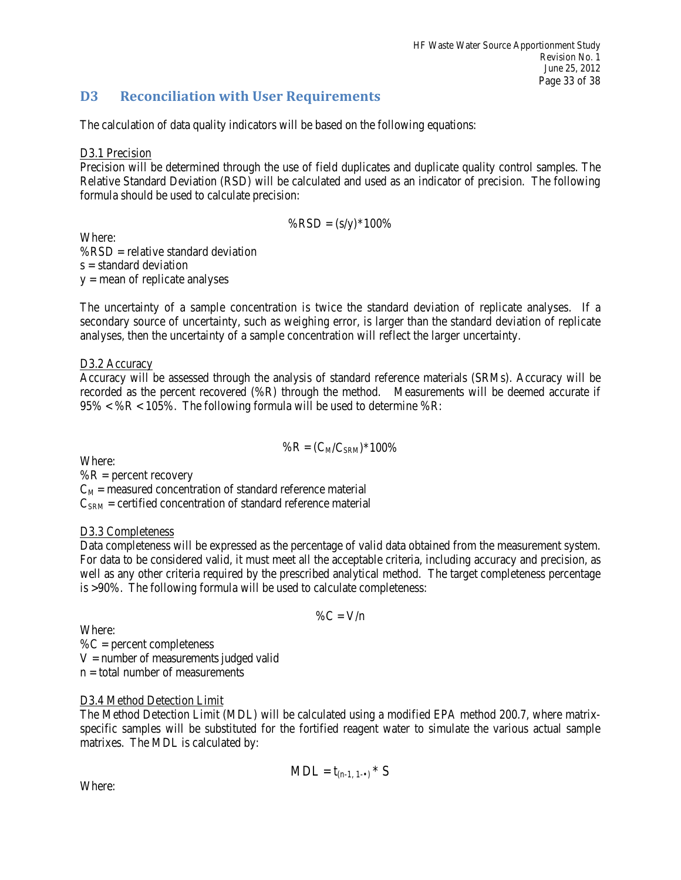## D3 Reconciliation with User Requirements

The calculation of data quality indicators will be based on the following equations:

D3.1 Precision

Precision will be determined through the use of field duplicates and duplicate quality control samples. The Relative Standard Deviation (RSD) will be calculated and used as an indicator of precision. The following formula should be used to calculate precision:

$$\%RSD = (s/y)*100\%$$

Where:
%RSD = relative standard deviation
s = standard deviation
y = mean of replicate analyses

The uncertainty of a sample concentration is twice the standard deviation of replicate analyses. If a secondary source of uncertainty, such as weighing error, is larger than the standard deviation of replicate analyses, then the uncertainty of a sample concentration will reflect the larger uncertainty.

D3.2 Accuracy

Accuracy will be assessed through the analysis of standard reference materials (SRMs). Accuracy will be recorded as the percent recovered (%R) through the method. Measurements will be deemed accurate if 95% < %R < 105%. The following formula will be used to determine %R:

$$\%R = (C_M/C_{SRM})*100\%$$

Where:
%R = percent recovery
$C_M$ = measured concentration of standard reference material
$C_{SRM}$ = certified concentration of standard reference material

D3.3 Completeness

Data completeness will be expressed as the percentage of valid data obtained from the measurement system. For data to be considered valid, it must meet all the acceptable criteria, including accuracy and precision, as well as any other criteria required by the prescribed analytical method. The target completeness percentage is >90%. The following formula will be used to calculate completeness:

$$\%C = V/n$$

Where:
%C = percent completeness
V = number of measurements judged valid
n = total number of measurements

D3.4 Method Detection Limit

The Method Detection Limit (MDL) will be calculated using a modified EPA method 200.7, where matrix-specific samples will be substituted for the fortified reagent water to simulate the various actual sample matrixes. The MDL is calculated by:

$$MDL = t_{(n-1,\, 1-\alpha)} * S$$

Where: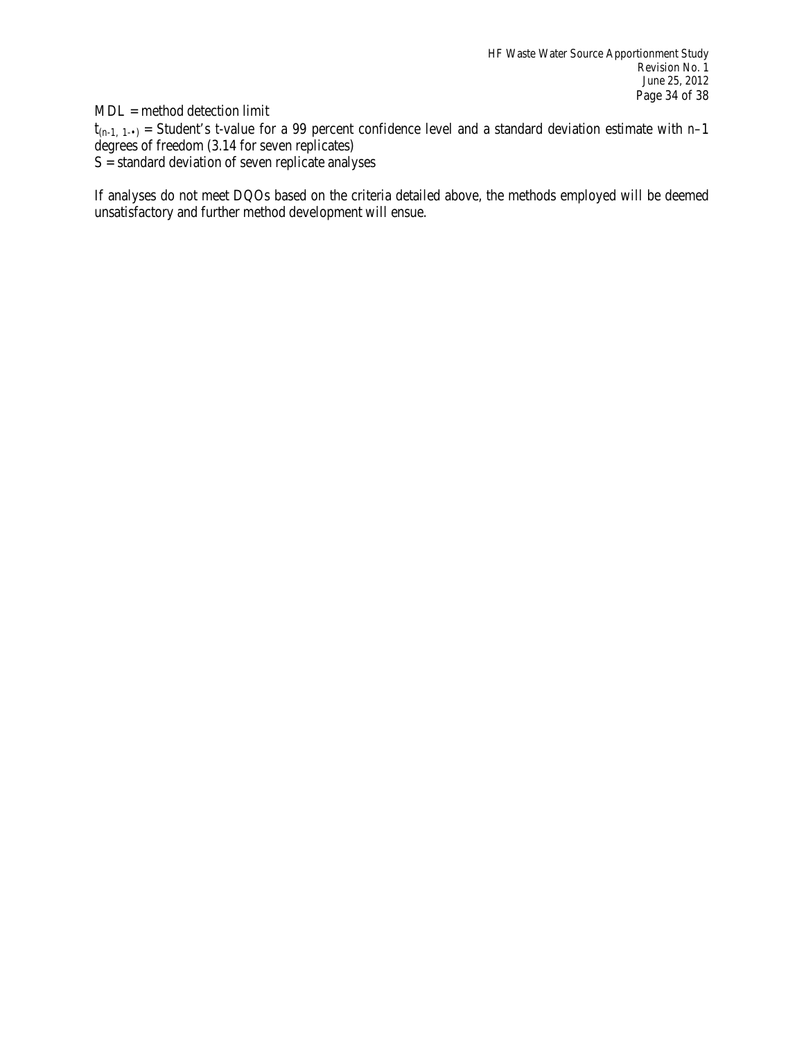MDL = method detection limit

$t_{(n-1, 1-\alpha)}$ = Student's t-value for a 99 percent confidence level and a standard deviation estimate with n–1 degrees of freedom (3.14 for seven replicates)

S = standard deviation of seven replicate analyses

If analyses do not meet DQOs based on the criteria detailed above, the methods employed will be deemed unsatisfactory and further method development will ensue.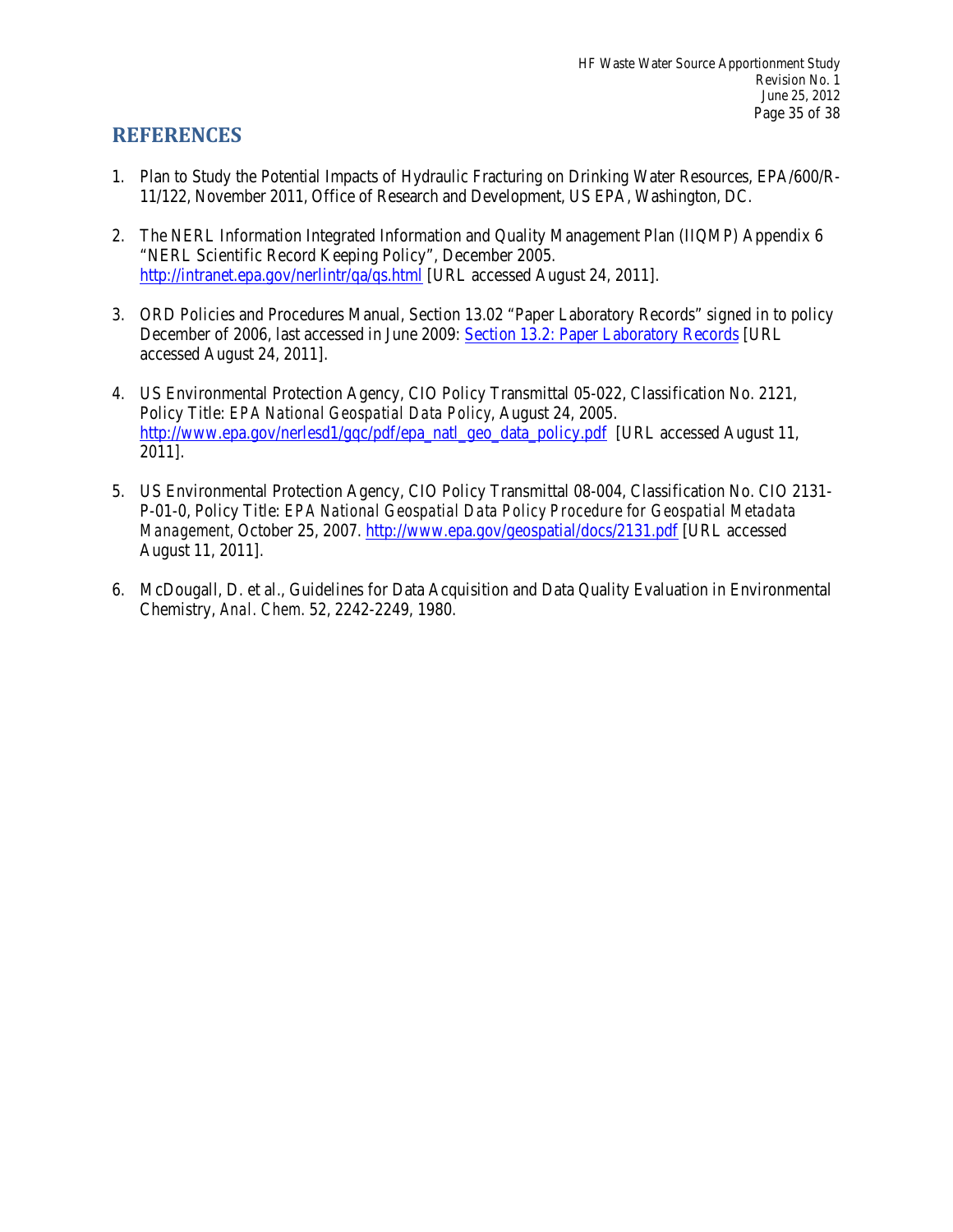# REFERENCES

1. Plan to Study the Potential Impacts of Hydraulic Fracturing on Drinking Water Resources, EPA/600/R-11/122, November 2011, Office of Research and Development, US EPA, Washington, DC.

2. The NERL Information Integrated Information and Quality Management Plan (IIQMP) Appendix 6 "NERL Scientific Record Keeping Policy", December 2005. http://intranet.epa.gov/nerlintr/qa/qs.html [URL accessed August 24, 2011].

3. ORD Policies and Procedures Manual, Section 13.02 "Paper Laboratory Records" signed in to policy December of 2006, last accessed in June 2009: Section 13.2: Paper Laboratory Records [URL accessed August 24, 2011].

4. US Environmental Protection Agency, CIO Policy Transmittal 05-022, Classification No. 2121, Policy Title: *EPA National Geospatial Data Policy*, August 24, 2005. http://www.epa.gov/nerlesd1/gqc/pdf/epa_natl_geo_data_policy.pdf [URL accessed August 11, 2011].

5. US Environmental Protection Agency, CIO Policy Transmittal 08-004, Classification No. CIO 2131-P-01-0, Policy Title: *EPA National Geospatial Data Policy Procedure for Geospatial Metadata Management*, October 25, 2007. http://www.epa.gov/geospatial/docs/2131.pdf [URL accessed August 11, 2011].

6. McDougall, D. et al., Guidelines for Data Acquisition and Data Quality Evaluation in Environmental Chemistry, *Anal. Chem.* 52, 2242-2249, 1980.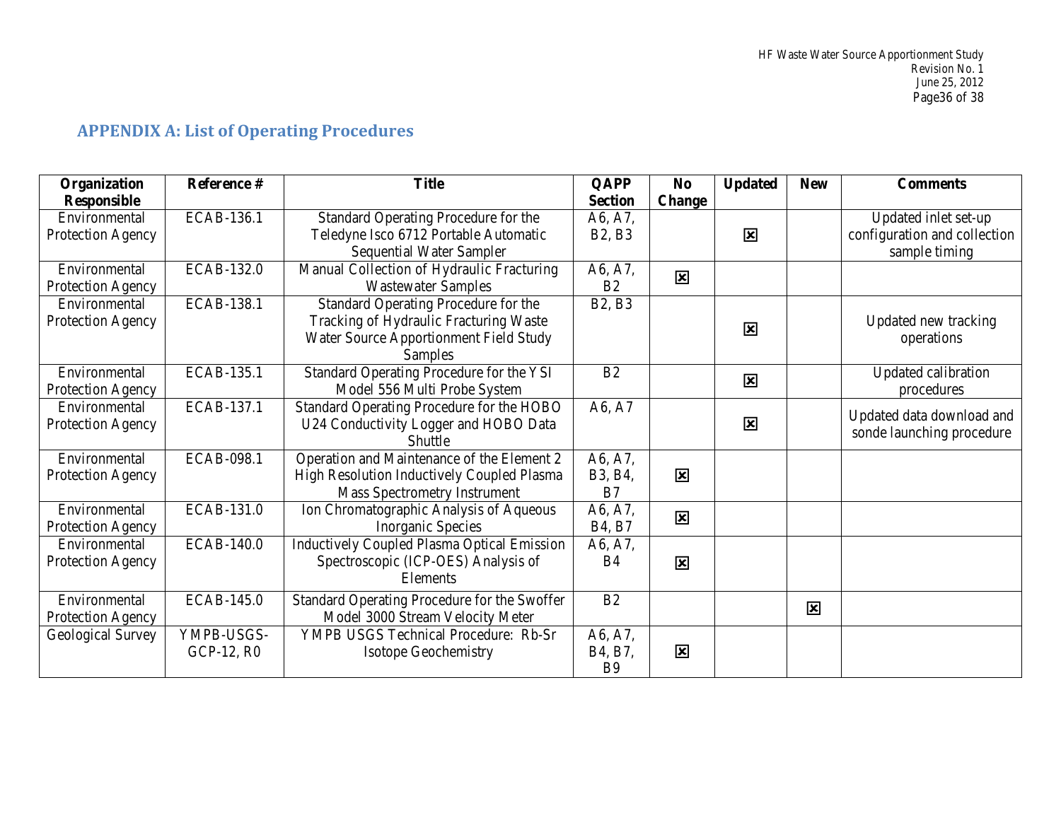## APPENDIX A: List of Operating Procedures

| Organization Responsible | Reference # | Title | QAPP Section | No Change | Updated | New | Comments |
|---|---|---|---|---|---|---|---|
| Environmental Protection Agency | ECAB-136.1 | Standard Operating Procedure for the Teledyne Isco 6712 Portable Automatic Sequential Water Sampler | A6, A7, B2, B3 | | ☒ | | Updated inlet set-up configuration and collection sample timing |
| Environmental Protection Agency | ECAB-132.0 | Manual Collection of Hydraulic Fracturing Wastewater Samples | A6, A7, B2 | ☒ | | | |
| Environmental Protection Agency | ECAB-138.1 | Standard Operating Procedure for the Tracking of Hydraulic Fracturing Waste Water Source Apportionment Field Study Samples | B2, B3 | | ☒ | | Updated new tracking operations |
| Environmental Protection Agency | ECAB-135.1 | Standard Operating Procedure for the YSI Model 556 Multi Probe System | B2 | | ☒ | | Updated calibration procedures |
| Environmental Protection Agency | ECAB-137.1 | Standard Operating Procedure for the HOBO U24 Conductivity Logger and HOBO Data Shuttle | A6, A7 | | ☒ | | Updated data download and sonde launching procedure |
| Environmental Protection Agency | ECAB-098.1 | Operation and Maintenance of the Element 2 High Resolution Inductively Coupled Plasma Mass Spectrometry Instrument | A6, A7, B3, B4, B7 | ☒ | | | |
| Environmental Protection Agency | ECAB-131.0 | Ion Chromatographic Analysis of Aqueous Inorganic Species | A6, A7, B4, B7 | ☒ | | | |
| Environmental Protection Agency | ECAB-140.0 | Inductively Coupled Plasma Optical Emission Spectroscopic (ICP-OES) Analysis of Elements | A6, A7, B4 | ☒ | | | |
| Environmental Protection Agency | ECAB-145.0 | Standard Operating Procedure for the Swoffer Model 3000 Stream Velocity Meter | B2 | | | ☒ | |
| Geological Survey | YMPB-USGS-GCP-12, R0 | YMPB USGS Technical Procedure: Rb-Sr Isotope Geochemistry | A6, A7, B4, B7, B9 | ☒ | | | |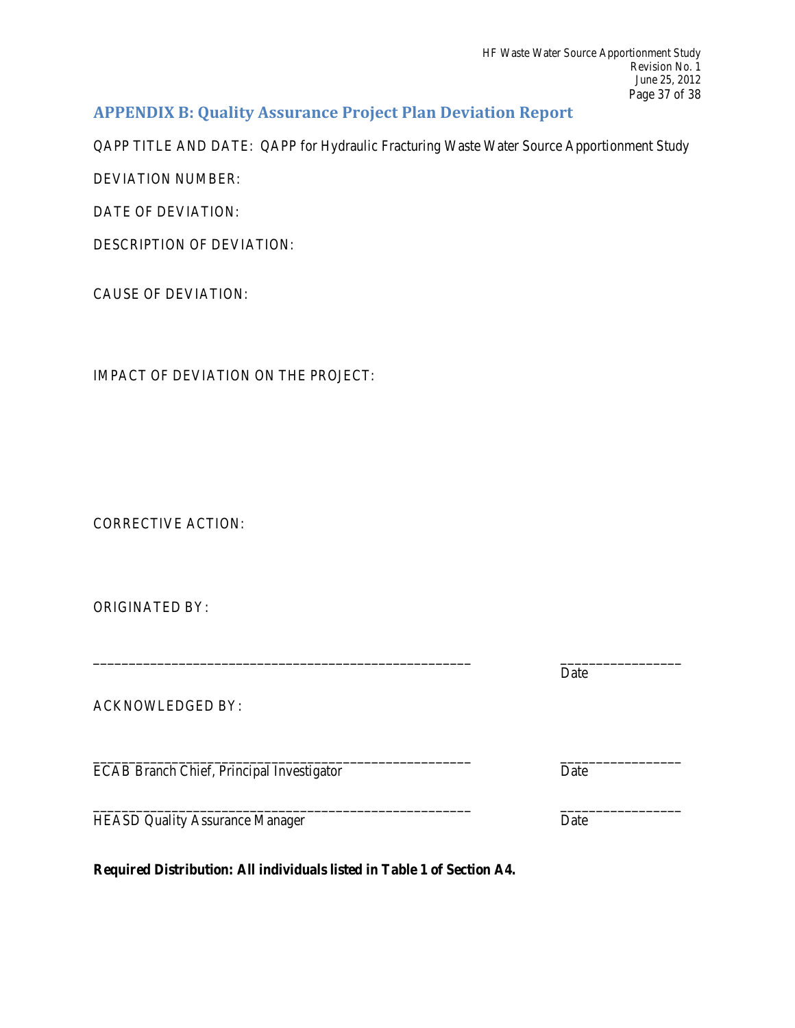## APPENDIX B: Quality Assurance Project Plan Deviation Report

QAPP TITLE AND DATE: QAPP for Hydraulic Fracturing Waste Water Source Apportionment Study

DEVIATION NUMBER:

DATE OF DEVIATION:

DESCRIPTION OF DEVIATION:

CAUSE OF DEVIATION:

IMPACT OF DEVIATION ON THE PROJECT:

CORRECTIVE ACTION:

ORIGINATED BY:

_____________________________________________________ _________________
Date

ACKNOWLEDGED BY:

_____________________________________________________ _________________
ECAB Branch Chief, Principal Investigator Date

_____________________________________________________ _________________
HEASD Quality Assurance Manager Date

**Required Distribution: All individuals listed in Table 1 of Section A4.**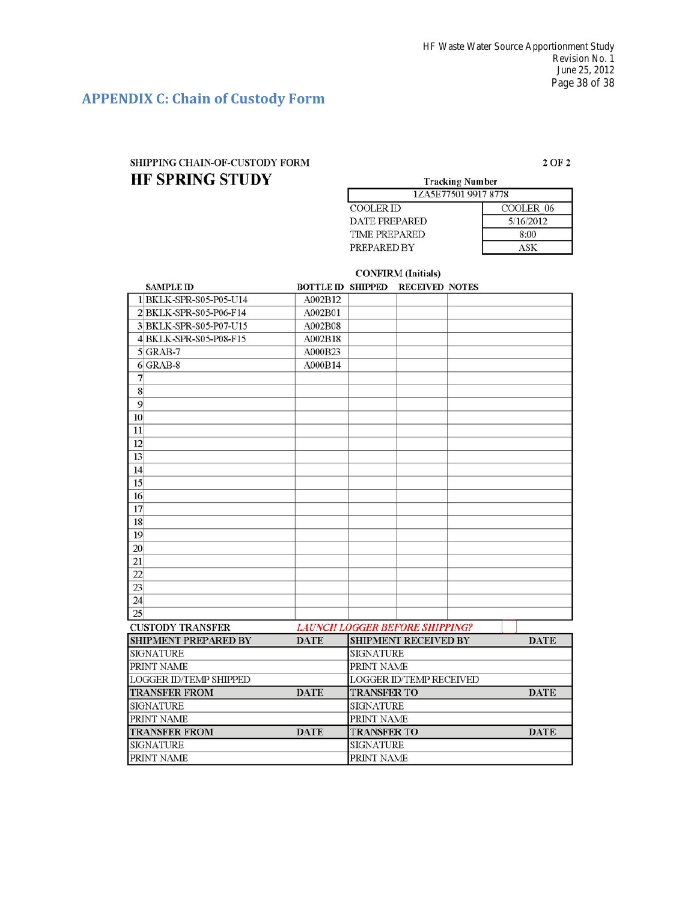## APPENDIX C: Chain of Custody Form

SHIPPING CHAIN-OF-CUSTODY FORM

2 OF 2

# HF SPRING STUDY

| Tracking Number | |
|---|---|
| 1ZA5E77501 9917 8778 | |
| COOLER ID | COOLER_06 |
| DATE PREPARED | 5/16/2012 |
| TIME PREPARED | 8:00 |
| PREPARED BY | ASK |

| | SAMPLE ID | BOTTLE ID | CONFIRM (Initials) SHIPPED | RECEIVED | NOTES |
|---|---|---|---|---|---|
| 1 | BKLK-SPR-S05-P05-U14 | A002B12 | | | |
| 2 | BKLK-SPR-S05-P06-F14 | A002B01 | | | |
| 3 | BKLK-SPR-S05-P07-U15 | A002B08 | | | |
| 4 | BKLK-SPR-S05-P08-F15 | A002B18 | | | |
| 5 | GRAB-7 | A000B23 | | | |
| 6 | GRAB-8 | A000B14 | | | |
| 7 | | | | | |
| 8 | | | | | |
| 9 | | | | | |
| 10 | | | | | |
| 11 | | | | | |
| 12 | | | | | |
| 13 | | | | | |
| 14 | | | | | |
| 15 | | | | | |
| 16 | | | | | |
| 17 | | | | | |
| 18 | | | | | |
| 19 | | | | | |
| 20 | | | | | |
| 21 | | | | | |
| 22 | | | | | |
| 23 | | | | | |
| 24 | | | | | |
| 25 | | | | | |

CUSTODY TRANSFER *LAUNCH LOGGER BEFORE SHIPPING?* ☐

| SHIPMENT PREPARED BY | DATE | SHIPMENT RECEIVED BY | DATE |
|---|---|---|---|
| SIGNATURE | | SIGNATURE | |
| PRINT NAME | | PRINT NAME | |
| LOGGER ID/TEMP SHIPPED | | LOGGER ID/TEMP RECEIVED | |
| **TRANSFER FROM** | **DATE** | **TRANSFER TO** | **DATE** |
| SIGNATURE | | SIGNATURE | |
| PRINT NAME | | PRINT NAME | |
| **TRANSFER FROM** | **DATE** | **TRANSFER TO** | **DATE** |
| SIGNATURE | | SIGNATURE | |
| PRINT NAME | | PRINT NAME | |